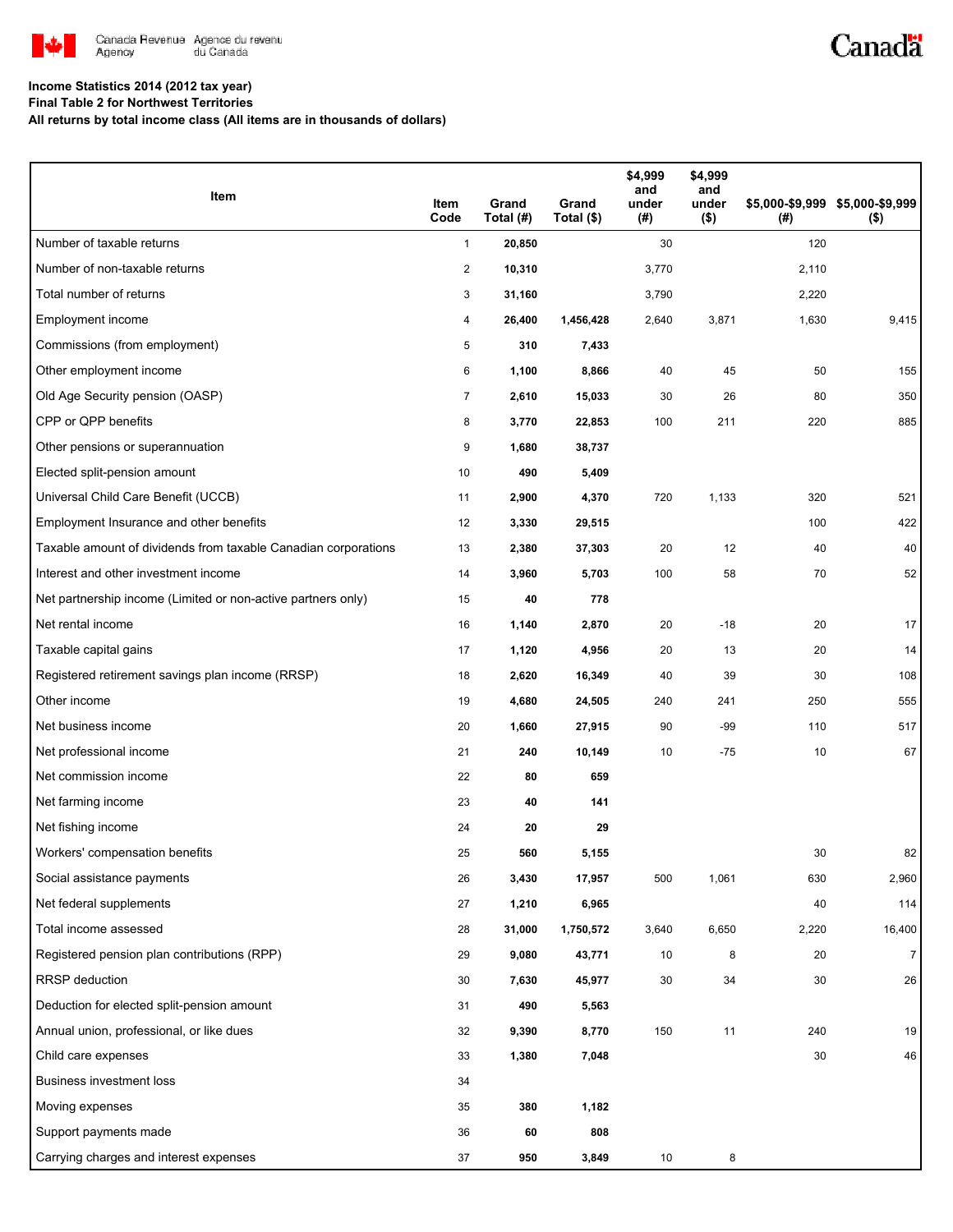**Income Statistics 2014 (2012 tax year)**

**Final Table 2 for Northwest Territories**

**All returns by total income class (All items are in thousands of dollars)**

| Item | Item Code | Grand Total (#) | Grand Total ($) | $4,999 and under (#) | $4,999 and under ($) | $5,000-$9,999 (#) | $5,000-$9,999 ($) |
|---|---|---|---|---|---|---|---|
| Number of taxable returns | 1 | **20,850** | | 30 | | 120 | |
| Number of non-taxable returns | 2 | **10,310** | | 3,770 | | 2,110 | |
| Total number of returns | 3 | **31,160** | | 3,790 | | 2,220 | |
| Employment income | 4 | **26,400** | **1,456,428** | 2,640 | 3,871 | 1,630 | 9,415 |
| Commissions (from employment) | 5 | **310** | **7,433** | | | | |
| Other employment income | 6 | **1,100** | **8,866** | 40 | 45 | 50 | 155 |
| Old Age Security pension (OASP) | 7 | **2,610** | **15,033** | 30 | 26 | 80 | 350 |
| CPP or QPP benefits | 8 | **3,770** | **22,853** | 100 | 211 | 220 | 885 |
| Other pensions or superannuation | 9 | **1,680** | **38,737** | | | | |
| Elected split-pension amount | 10 | **490** | **5,409** | | | | |
| Universal Child Care Benefit (UCCB) | 11 | **2,900** | **4,370** | 720 | 1,133 | 320 | 521 |
| Employment Insurance and other benefits | 12 | **3,330** | **29,515** | | | 100 | 422 |
| Taxable amount of dividends from taxable Canadian corporations | 13 | **2,380** | **37,303** | 20 | 12 | 40 | 40 |
| Interest and other investment income | 14 | **3,960** | **5,703** | 100 | 58 | 70 | 52 |
| Net partnership income (Limited or non-active partners only) | 15 | **40** | **778** | | | | |
| Net rental income | 16 | **1,140** | **2,870** | 20 | -18 | 20 | 17 |
| Taxable capital gains | 17 | **1,120** | **4,956** | 20 | 13 | 20 | 14 |
| Registered retirement savings plan income (RRSP) | 18 | **2,620** | **16,349** | 40 | 39 | 30 | 108 |
| Other income | 19 | **4,680** | **24,505** | 240 | 241 | 250 | 555 |
| Net business income | 20 | **1,660** | **27,915** | 90 | -99 | 110 | 517 |
| Net professional income | 21 | **240** | **10,149** | 10 | -75 | 10 | 67 |
| Net commission income | 22 | **80** | **659** | | | | |
| Net farming income | 23 | **40** | **141** | | | | |
| Net fishing income | 24 | **20** | **29** | | | | |
| Workers' compensation benefits | 25 | **560** | **5,155** | | | 30 | 82 |
| Social assistance payments | 26 | **3,430** | **17,957** | 500 | 1,061 | 630 | 2,960 |
| Net federal supplements | 27 | **1,210** | **6,965** | | | 40 | 114 |
| Total income assessed | 28 | **31,000** | **1,750,572** | 3,640 | 6,650 | 2,220 | 16,400 |
| Registered pension plan contributions (RPP) | 29 | **9,080** | **43,771** | 10 | 8 | 20 | 7 |
| RRSP deduction | 30 | **7,630** | **45,977** | 30 | 34 | 30 | 26 |
| Deduction for elected split-pension amount | 31 | **490** | **5,563** | | | | |
| Annual union, professional, or like dues | 32 | **9,390** | **8,770** | 150 | 11 | 240 | 19 |
| Child care expenses | 33 | **1,380** | **7,048** | | | 30 | 46 |
| Business investment loss | 34 | | | | | | |
| Moving expenses | 35 | **380** | **1,182** | | | | |
| Support payments made | 36 | **60** | **808** | | | | |
| Carrying charges and interest expenses | 37 | **950** | **3,849** | 10 | 8 | | |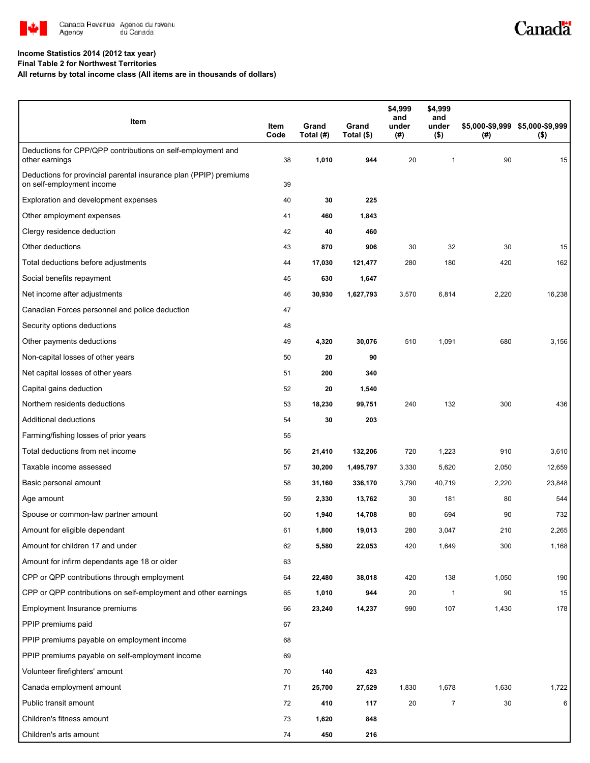**Income Statistics 2014 (2012 tax year)**
**Final Table 2 for Northwest Territories**
**All returns by total income class (All items are in thousands of dollars)**

| Item | Item Code | Grand Total (#) | Grand Total ($) | $4,999 and under (#) | $4,999 and under ($) | $5,000-$9,999 (#) | $5,000-$9,999 ($) |
|---|---|---|---|---|---|---|---|
| Deductions for CPP/QPP contributions on self-employment and other earnings | 38 | **1,010** | **944** | 20 | 1 | 90 | 15 |
| Deductions for provincial parental insurance plan (PPIP) premiums on self-employment income | 39 | | | | | | |
| Exploration and development expenses | 40 | **30** | **225** | | | | |
| Other employment expenses | 41 | **460** | **1,843** | | | | |
| Clergy residence deduction | 42 | **40** | **460** | | | | |
| Other deductions | 43 | **870** | **906** | 30 | 32 | 30 | 15 |
| Total deductions before adjustments | 44 | **17,030** | **121,477** | 280 | 180 | 420 | 162 |
| Social benefits repayment | 45 | **630** | **1,647** | | | | |
| Net income after adjustments | 46 | **30,930** | **1,627,793** | 3,570 | 6,814 | 2,220 | 16,238 |
| Canadian Forces personnel and police deduction | 47 | | | | | | |
| Security options deductions | 48 | | | | | | |
| Other payments deductions | 49 | **4,320** | **30,076** | 510 | 1,091 | 680 | 3,156 |
| Non-capital losses of other years | 50 | **20** | **90** | | | | |
| Net capital losses of other years | 51 | **200** | **340** | | | | |
| Capital gains deduction | 52 | **20** | **1,540** | | | | |
| Northern residents deductions | 53 | **18,230** | **99,751** | 240 | 132 | 300 | 436 |
| Additional deductions | 54 | **30** | **203** | | | | |
| Farming/fishing losses of prior years | 55 | | | | | | |
| Total deductions from net income | 56 | **21,410** | **132,206** | 720 | 1,223 | 910 | 3,610 |
| Taxable income assessed | 57 | **30,200** | **1,495,797** | 3,330 | 5,620 | 2,050 | 12,659 |
| Basic personal amount | 58 | **31,160** | **336,170** | 3,790 | 40,719 | 2,220 | 23,848 |
| Age amount | 59 | **2,330** | **13,762** | 30 | 181 | 80 | 544 |
| Spouse or common-law partner amount | 60 | **1,940** | **14,708** | 80 | 694 | 90 | 732 |
| Amount for eligible dependant | 61 | **1,800** | **19,013** | 280 | 3,047 | 210 | 2,265 |
| Amount for children 17 and under | 62 | **5,580** | **22,053** | 420 | 1,649 | 300 | 1,168 |
| Amount for infirm dependants age 18 or older | 63 | | | | | | |
| CPP or QPP contributions through employment | 64 | **22,480** | **38,018** | 420 | 138 | 1,050 | 190 |
| CPP or QPP contributions on self-employment and other earnings | 65 | **1,010** | **944** | 20 | 1 | 90 | 15 |
| Employment Insurance premiums | 66 | **23,240** | **14,237** | 990 | 107 | 1,430 | 178 |
| PPIP premiums paid | 67 | | | | | | |
| PPIP premiums payable on employment income | 68 | | | | | | |
| PPIP premiums payable on self-employment income | 69 | | | | | | |
| Volunteer firefighters' amount | 70 | **140** | **423** | | | | |
| Canada employment amount | 71 | **25,700** | **27,529** | 1,830 | 1,678 | 1,630 | 1,722 |
| Public transit amount | 72 | **410** | **117** | 20 | 7 | 30 | 6 |
| Children's fitness amount | 73 | **1,620** | **848** | | | | |
| Children's arts amount | 74 | **450** | **216** | | | | |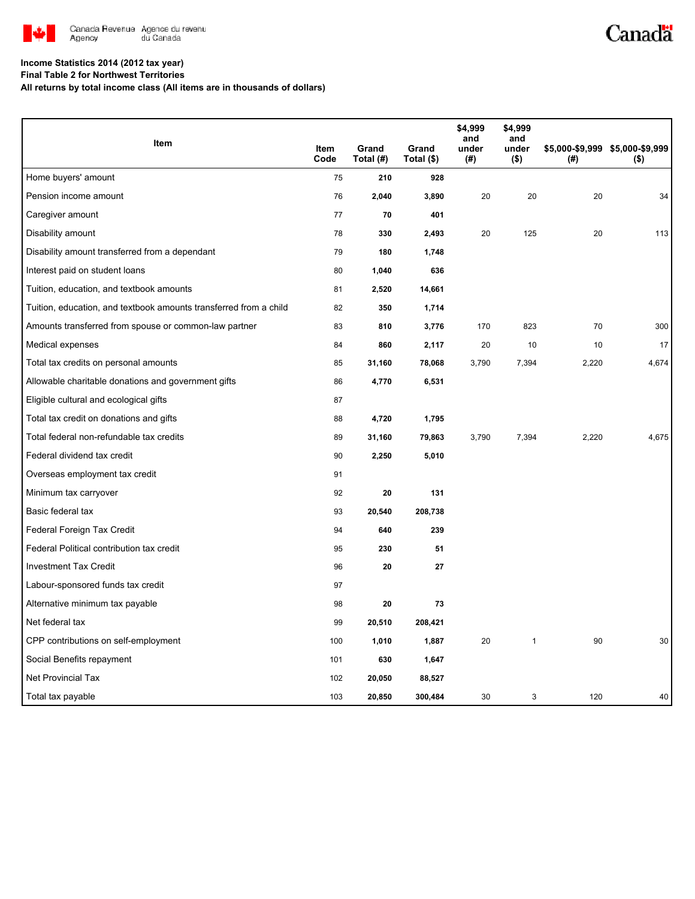Canada Revenue Agency / Agence du revenu du Canada

**Income Statistics 2014 (2012 tax year)**
**Final Table 2 for Northwest Territories**
**All returns by total income class (All items are in thousands of dollars)**

| Item | Item Code | Grand Total (#) | Grand Total ($) | $4,999 and under (#) | $4,999 and under ($) | $5,000-$9,999 (#) | $5,000-$9,999 ($) |
|---|---|---|---|---|---|---|---|
| Home buyers' amount | 75 | 210 | 928 | | | | |
| Pension income amount | 76 | 2,040 | 3,890 | 20 | 20 | 20 | 34 |
| Caregiver amount | 77 | 70 | 401 | | | | |
| Disability amount | 78 | 330 | 2,493 | 20 | 125 | 20 | 113 |
| Disability amount transferred from a dependant | 79 | 180 | 1,748 | | | | |
| Interest paid on student loans | 80 | 1,040 | 636 | | | | |
| Tuition, education, and textbook amounts | 81 | 2,520 | 14,661 | | | | |
| Tuition, education, and textbook amounts transferred from a child | 82 | 350 | 1,714 | | | | |
| Amounts transferred from spouse or common-law partner | 83 | 810 | 3,776 | 170 | 823 | 70 | 300 |
| Medical expenses | 84 | 860 | 2,117 | 20 | 10 | 10 | 17 |
| Total tax credits on personal amounts | 85 | 31,160 | 78,068 | 3,790 | 7,394 | 2,220 | 4,674 |
| Allowable charitable donations and government gifts | 86 | 4,770 | 6,531 | | | | |
| Eligible cultural and ecological gifts | 87 | | | | | | |
| Total tax credit on donations and gifts | 88 | 4,720 | 1,795 | | | | |
| Total federal non-refundable tax credits | 89 | 31,160 | 79,863 | 3,790 | 7,394 | 2,220 | 4,675 |
| Federal dividend tax credit | 90 | 2,250 | 5,010 | | | | |
| Overseas employment tax credit | 91 | | | | | | |
| Minimum tax carryover | 92 | 20 | 131 | | | | |
| Basic federal tax | 93 | 20,540 | 208,738 | | | | |
| Federal Foreign Tax Credit | 94 | 640 | 239 | | | | |
| Federal Political contribution tax credit | 95 | 230 | 51 | | | | |
| Investment Tax Credit | 96 | 20 | 27 | | | | |
| Labour-sponsored funds tax credit | 97 | | | | | | |
| Alternative minimum tax payable | 98 | 20 | 73 | | | | |
| Net federal tax | 99 | 20,510 | 208,421 | | | | |
| CPP contributions on self-employment | 100 | 1,010 | 1,887 | 20 | 1 | 90 | 30 |
| Social Benefits repayment | 101 | 630 | 1,647 | | | | |
| Net Provincial Tax | 102 | 20,050 | 88,527 | | | | |
| Total tax payable | 103 | 20,850 | 300,484 | 30 | 3 | 120 | 40 |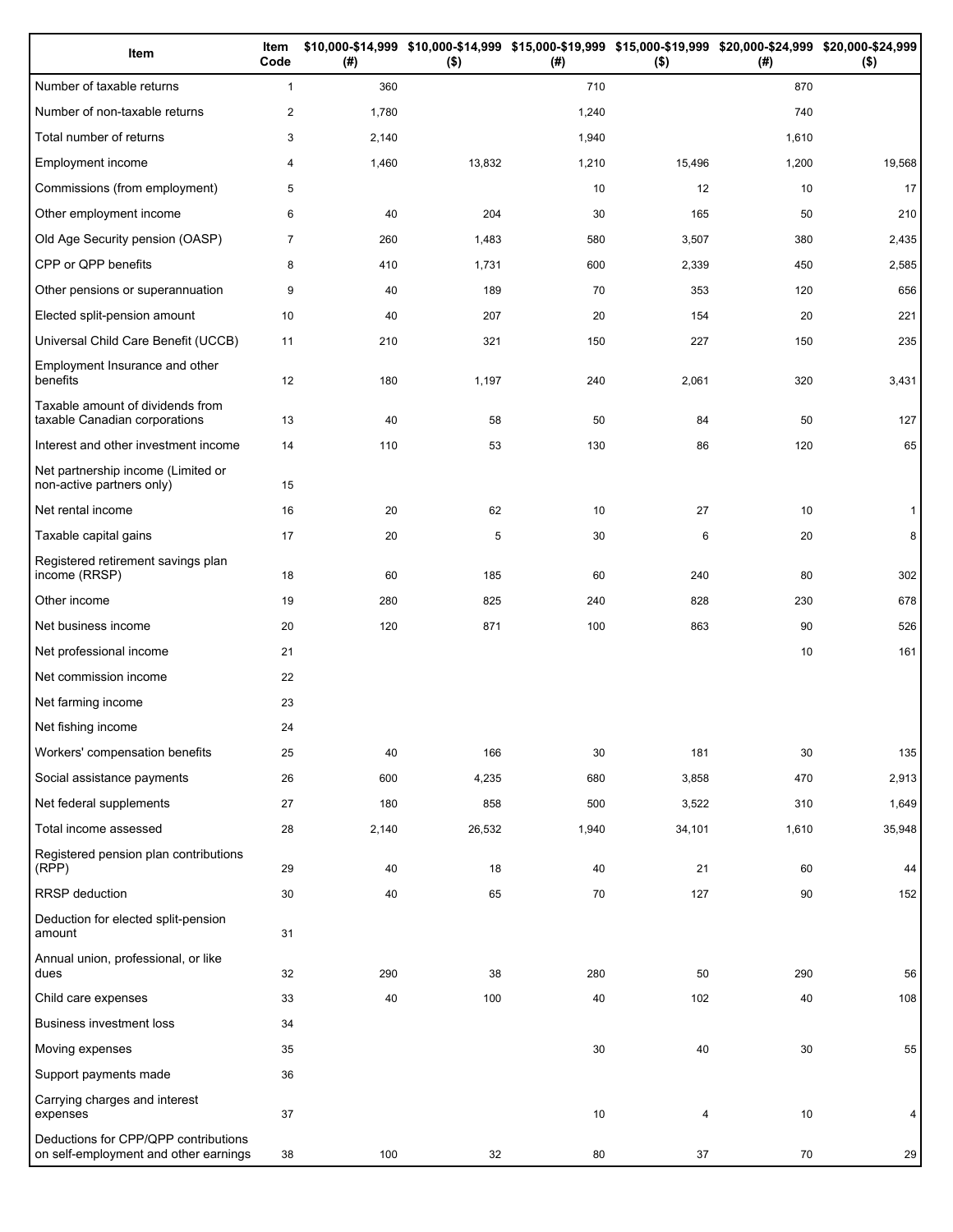| Item | Item Code | $10,000-$14,999 (#) | $10,000-$14,999 ($) | $15,000-$19,999 (#) | $15,000-$19,999 ($) | $20,000-$24,999 (#) | $20,000-$24,999 ($) |
|---|---|---|---|---|---|---|---|
| Number of taxable returns | 1 | 360 | | 710 | | 870 | |
| Number of non-taxable returns | 2 | 1,780 | | 1,240 | | 740 | |
| Total number of returns | 3 | 2,140 | | 1,940 | | 1,610 | |
| Employment income | 4 | 1,460 | 13,832 | 1,210 | 15,496 | 1,200 | 19,568 |
| Commissions (from employment) | 5 | | | 10 | 12 | 10 | 17 |
| Other employment income | 6 | 40 | 204 | 30 | 165 | 50 | 210 |
| Old Age Security pension (OASP) | 7 | 260 | 1,483 | 580 | 3,507 | 380 | 2,435 |
| CPP or QPP benefits | 8 | 410 | 1,731 | 600 | 2,339 | 450 | 2,585 |
| Other pensions or superannuation | 9 | 40 | 189 | 70 | 353 | 120 | 656 |
| Elected split-pension amount | 10 | 40 | 207 | 20 | 154 | 20 | 221 |
| Universal Child Care Benefit (UCCB) | 11 | 210 | 321 | 150 | 227 | 150 | 235 |
| Employment Insurance and other benefits | 12 | 180 | 1,197 | 240 | 2,061 | 320 | 3,431 |
| Taxable amount of dividends from taxable Canadian corporations | 13 | 40 | 58 | 50 | 84 | 50 | 127 |
| Interest and other investment income | 14 | 110 | 53 | 130 | 86 | 120 | 65 |
| Net partnership income (Limited or non-active partners only) | 15 | | | | | | |
| Net rental income | 16 | 20 | 62 | 10 | 27 | 10 | 1 |
| Taxable capital gains | 17 | 20 | 5 | 30 | 6 | 20 | 8 |
| Registered retirement savings plan income (RRSP) | 18 | 60 | 185 | 60 | 240 | 80 | 302 |
| Other income | 19 | 280 | 825 | 240 | 828 | 230 | 678 |
| Net business income | 20 | 120 | 871 | 100 | 863 | 90 | 526 |
| Net professional income | 21 | | | | | 10 | 161 |
| Net commission income | 22 | | | | | | |
| Net farming income | 23 | | | | | | |
| Net fishing income | 24 | | | | | | |
| Workers' compensation benefits | 25 | 40 | 166 | 30 | 181 | 30 | 135 |
| Social assistance payments | 26 | 600 | 4,235 | 680 | 3,858 | 470 | 2,913 |
| Net federal supplements | 27 | 180 | 858 | 500 | 3,522 | 310 | 1,649 |
| Total income assessed | 28 | 2,140 | 26,532 | 1,940 | 34,101 | 1,610 | 35,948 |
| Registered pension plan contributions (RPP) | 29 | 40 | 18 | 40 | 21 | 60 | 44 |
| RRSP deduction | 30 | 40 | 65 | 70 | 127 | 90 | 152 |
| Deduction for elected split-pension amount | 31 | | | | | | |
| Annual union, professional, or like dues | 32 | 290 | 38 | 280 | 50 | 290 | 56 |
| Child care expenses | 33 | 40 | 100 | 40 | 102 | 40 | 108 |
| Business investment loss | 34 | | | | | | |
| Moving expenses | 35 | | | 30 | 40 | 30 | 55 |
| Support payments made | 36 | | | | | | |
| Carrying charges and interest expenses | 37 | | | 10 | 4 | 10 | 4 |
| Deductions for CPP/QPP contributions on self-employment and other earnings | 38 | 100 | 32 | 80 | 37 | 70 | 29 |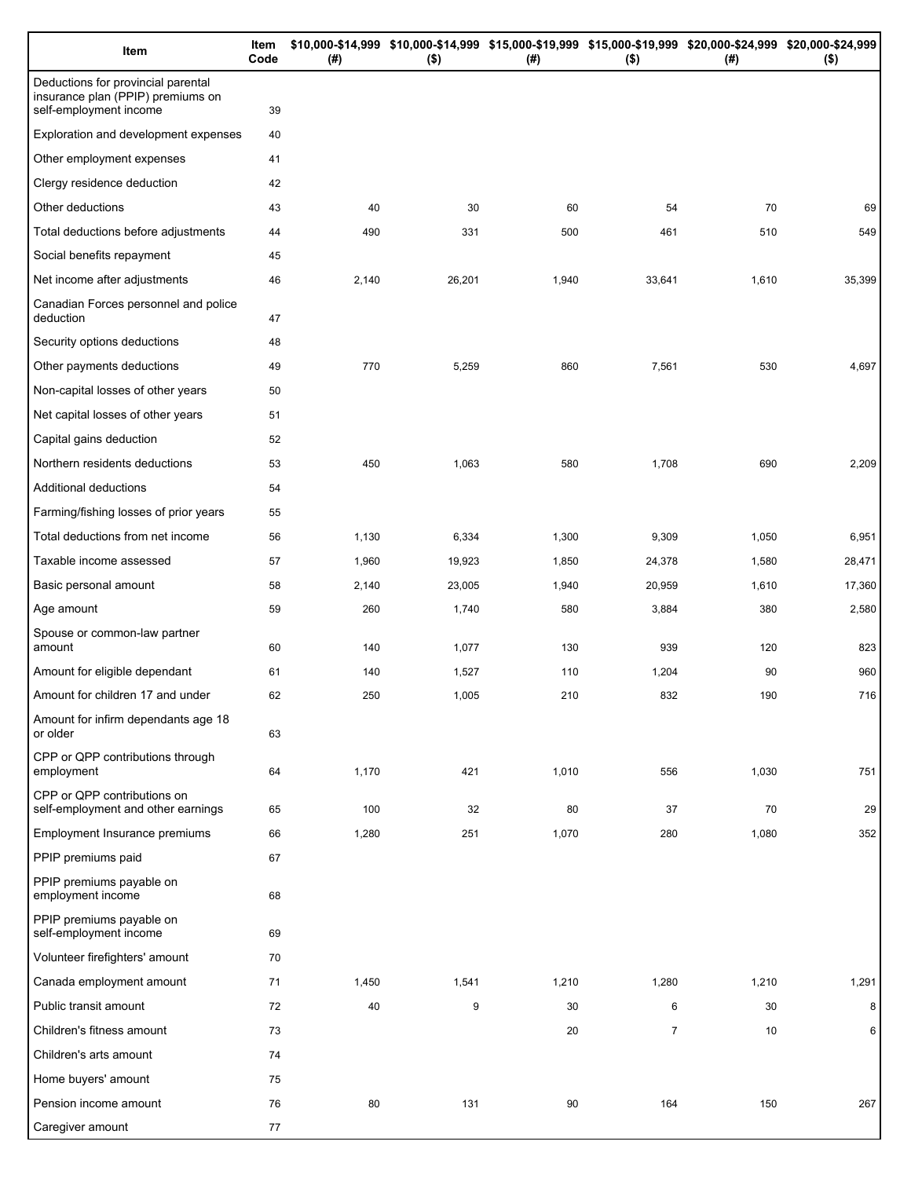| Item | Item Code | $10,000-$14,999 (#) | $10,000-$14,999 ($) | $15,000-$19,999 (#) | $15,000-$19,999 ($) | $20,000-$24,999 (#) | $20,000-$24,999 ($) |
|---|---|---|---|---|---|---|---|
| Deductions for provincial parental insurance plan (PPIP) premiums on self-employment income | 39 | | | | | | |
| Exploration and development expenses | 40 | | | | | | |
| Other employment expenses | 41 | | | | | | |
| Clergy residence deduction | 42 | | | | | | |
| Other deductions | 43 | 40 | 30 | 60 | 54 | 70 | 69 |
| Total deductions before adjustments | 44 | 490 | 331 | 500 | 461 | 510 | 549 |
| Social benefits repayment | 45 | | | | | | |
| Net income after adjustments | 46 | 2,140 | 26,201 | 1,940 | 33,641 | 1,610 | 35,399 |
| Canadian Forces personnel and police deduction | 47 | | | | | | |
| Security options deductions | 48 | | | | | | |
| Other payments deductions | 49 | 770 | 5,259 | 860 | 7,561 | 530 | 4,697 |
| Non-capital losses of other years | 50 | | | | | | |
| Net capital losses of other years | 51 | | | | | | |
| Capital gains deduction | 52 | | | | | | |
| Northern residents deductions | 53 | 450 | 1,063 | 580 | 1,708 | 690 | 2,209 |
| Additional deductions | 54 | | | | | | |
| Farming/fishing losses of prior years | 55 | | | | | | |
| Total deductions from net income | 56 | 1,130 | 6,334 | 1,300 | 9,309 | 1,050 | 6,951 |
| Taxable income assessed | 57 | 1,960 | 19,923 | 1,850 | 24,378 | 1,580 | 28,471 |
| Basic personal amount | 58 | 2,140 | 23,005 | 1,940 | 20,959 | 1,610 | 17,360 |
| Age amount | 59 | 260 | 1,740 | 580 | 3,884 | 380 | 2,580 |
| Spouse or common-law partner amount | 60 | 140 | 1,077 | 130 | 939 | 120 | 823 |
| Amount for eligible dependant | 61 | 140 | 1,527 | 110 | 1,204 | 90 | 960 |
| Amount for children 17 and under | 62 | 250 | 1,005 | 210 | 832 | 190 | 716 |
| Amount for infirm dependants age 18 or older | 63 | | | | | | |
| CPP or QPP contributions through employment | 64 | 1,170 | 421 | 1,010 | 556 | 1,030 | 751 |
| CPP or QPP contributions on self-employment and other earnings | 65 | 100 | 32 | 80 | 37 | 70 | 29 |
| Employment Insurance premiums | 66 | 1,280 | 251 | 1,070 | 280 | 1,080 | 352 |
| PPIP premiums paid | 67 | | | | | | |
| PPIP premiums payable on employment income | 68 | | | | | | |
| PPIP premiums payable on self-employment income | 69 | | | | | | |
| Volunteer firefighters' amount | 70 | | | | | | |
| Canada employment amount | 71 | 1,450 | 1,541 | 1,210 | 1,280 | 1,210 | 1,291 |
| Public transit amount | 72 | 40 | 9 | 30 | 6 | 30 | 8 |
| Children's fitness amount | 73 | | | 20 | 7 | 10 | 6 |
| Children's arts amount | 74 | | | | | | |
| Home buyers' amount | 75 | | | | | | |
| Pension income amount | 76 | 80 | 131 | 90 | 164 | 150 | 267 |
| Caregiver amount | 77 | | | | | | |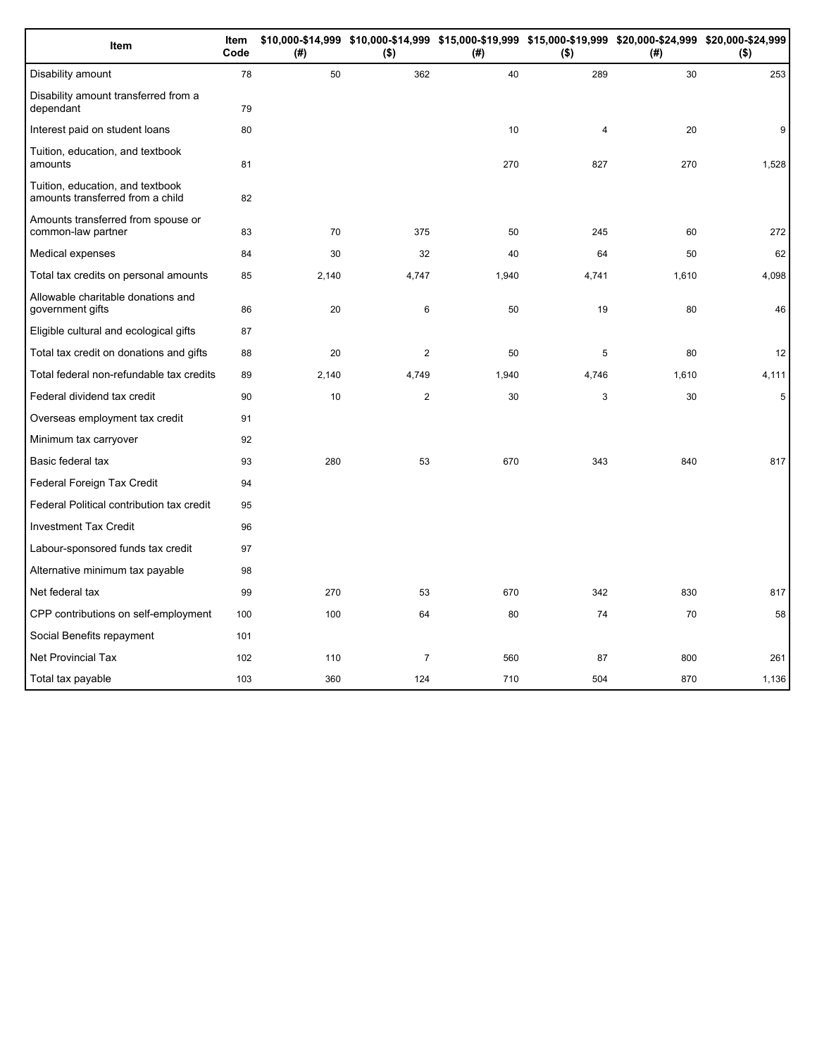| Item | Item Code | $10,000-$14,999 (#) | $10,000-$14,999 ($) | $15,000-$19,999 (#) | $15,000-$19,999 ($) | $20,000-$24,999 (#) | $20,000-$24,999 ($) |
|---|---|---|---|---|---|---|---|
| Disability amount | 78 | 50 | 362 | 40 | 289 | 30 | 253 |
| Disability amount transferred from a dependant | 79 | | | | | | |
| Interest paid on student loans | 80 | | | 10 | 4 | 20 | 9 |
| Tuition, education, and textbook amounts | 81 | | | 270 | 827 | 270 | 1,528 |
| Tuition, education, and textbook amounts transferred from a child | 82 | | | | | | |
| Amounts transferred from spouse or common-law partner | 83 | 70 | 375 | 50 | 245 | 60 | 272 |
| Medical expenses | 84 | 30 | 32 | 40 | 64 | 50 | 62 |
| Total tax credits on personal amounts | 85 | 2,140 | 4,747 | 1,940 | 4,741 | 1,610 | 4,098 |
| Allowable charitable donations and government gifts | 86 | 20 | 6 | 50 | 19 | 80 | 46 |
| Eligible cultural and ecological gifts | 87 | | | | | | |
| Total tax credit on donations and gifts | 88 | 20 | 2 | 50 | 5 | 80 | 12 |
| Total federal non-refundable tax credits | 89 | 2,140 | 4,749 | 1,940 | 4,746 | 1,610 | 4,111 |
| Federal dividend tax credit | 90 | 10 | 2 | 30 | 3 | 30 | 5 |
| Overseas employment tax credit | 91 | | | | | | |
| Minimum tax carryover | 92 | | | | | | |
| Basic federal tax | 93 | 280 | 53 | 670 | 343 | 840 | 817 |
| Federal Foreign Tax Credit | 94 | | | | | | |
| Federal Political contribution tax credit | 95 | | | | | | |
| Investment Tax Credit | 96 | | | | | | |
| Labour-sponsored funds tax credit | 97 | | | | | | |
| Alternative minimum tax payable | 98 | | | | | | |
| Net federal tax | 99 | 270 | 53 | 670 | 342 | 830 | 817 |
| CPP contributions on self-employment | 100 | 100 | 64 | 80 | 74 | 70 | 58 |
| Social Benefits repayment | 101 | | | | | | |
| Net Provincial Tax | 102 | 110 | 7 | 560 | 87 | 800 | 261 |
| Total tax payable | 103 | 360 | 124 | 710 | 504 | 870 | 1,136 |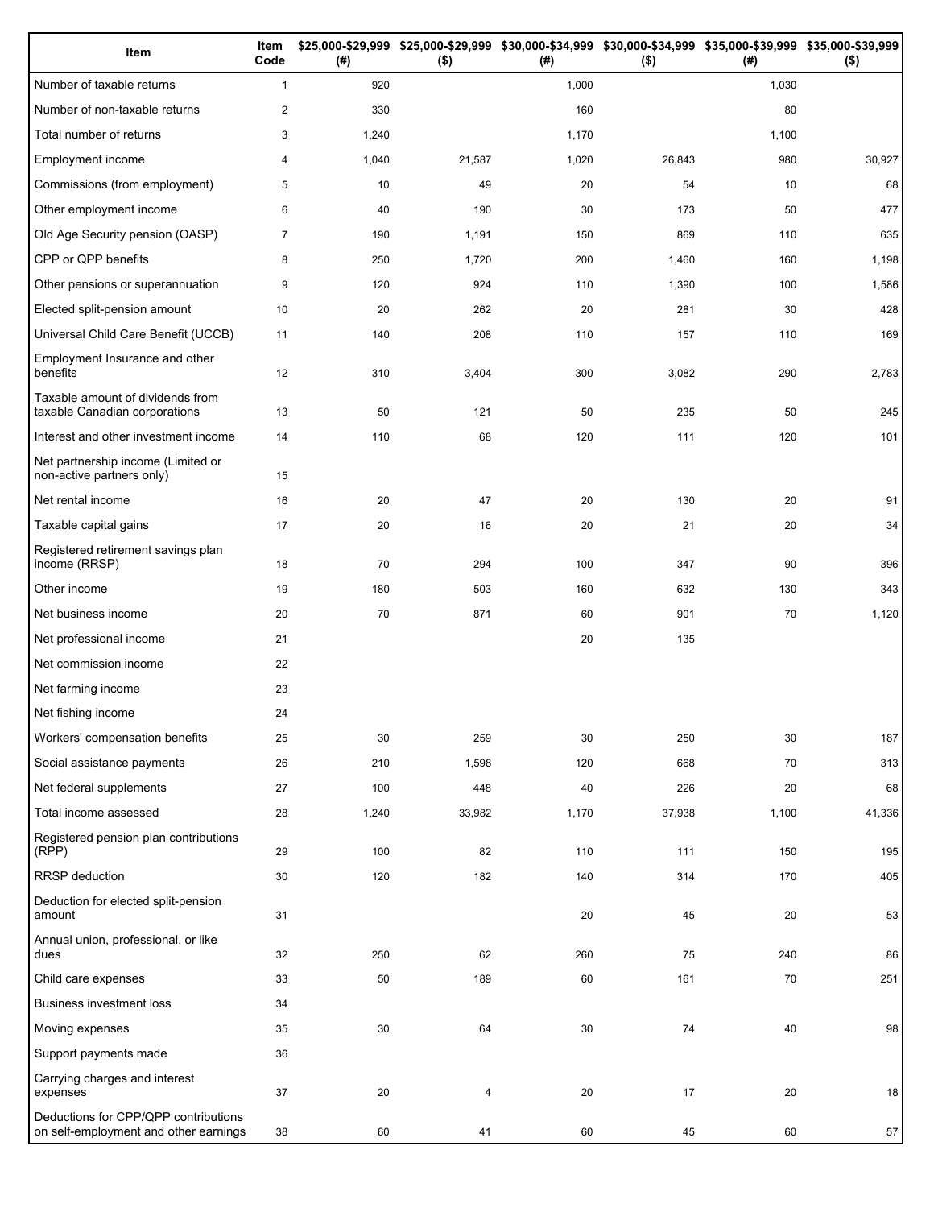| Item | Item Code | $25,000-$29,999 (#) | $25,000-$29,999 ($) | $30,000-$34,999 (#) | $30,000-$34,999 ($) | $35,000-$39,999 (#) | $35,000-$39,999 ($) |
|---|---|---|---|---|---|---|---|
| Number of taxable returns | 1 | 920 | | 1,000 | | 1,030 | |
| Number of non-taxable returns | 2 | 330 | | 160 | | 80 | |
| Total number of returns | 3 | 1,240 | | 1,170 | | 1,100 | |
| Employment income | 4 | 1,040 | 21,587 | 1,020 | 26,843 | 980 | 30,927 |
| Commissions (from employment) | 5 | 10 | 49 | 20 | 54 | 10 | 68 |
| Other employment income | 6 | 40 | 190 | 30 | 173 | 50 | 477 |
| Old Age Security pension (OASP) | 7 | 190 | 1,191 | 150 | 869 | 110 | 635 |
| CPP or QPP benefits | 8 | 250 | 1,720 | 200 | 1,460 | 160 | 1,198 |
| Other pensions or superannuation | 9 | 120 | 924 | 110 | 1,390 | 100 | 1,586 |
| Elected split-pension amount | 10 | 20 | 262 | 20 | 281 | 30 | 428 |
| Universal Child Care Benefit (UCCB) | 11 | 140 | 208 | 110 | 157 | 110 | 169 |
| Employment Insurance and other benefits | 12 | 310 | 3,404 | 300 | 3,082 | 290 | 2,783 |
| Taxable amount of dividends from taxable Canadian corporations | 13 | 50 | 121 | 50 | 235 | 50 | 245 |
| Interest and other investment income | 14 | 110 | 68 | 120 | 111 | 120 | 101 |
| Net partnership income (Limited or non-active partners only) | 15 | | | | | | |
| Net rental income | 16 | 20 | 47 | 20 | 130 | 20 | 91 |
| Taxable capital gains | 17 | 20 | 16 | 20 | 21 | 20 | 34 |
| Registered retirement savings plan income (RRSP) | 18 | 70 | 294 | 100 | 347 | 90 | 396 |
| Other income | 19 | 180 | 503 | 160 | 632 | 130 | 343 |
| Net business income | 20 | 70 | 871 | 60 | 901 | 70 | 1,120 |
| Net professional income | 21 | | | 20 | 135 | | |
| Net commission income | 22 | | | | | | |
| Net farming income | 23 | | | | | | |
| Net fishing income | 24 | | | | | | |
| Workers' compensation benefits | 25 | 30 | 259 | 30 | 250 | 30 | 187 |
| Social assistance payments | 26 | 210 | 1,598 | 120 | 668 | 70 | 313 |
| Net federal supplements | 27 | 100 | 448 | 40 | 226 | 20 | 68 |
| Total income assessed | 28 | 1,240 | 33,982 | 1,170 | 37,938 | 1,100 | 41,336 |
| Registered pension plan contributions (RPP) | 29 | 100 | 82 | 110 | 111 | 150 | 195 |
| RRSP deduction | 30 | 120 | 182 | 140 | 314 | 170 | 405 |
| Deduction for elected split-pension amount | 31 | | | 20 | 45 | 20 | 53 |
| Annual union, professional, or like dues | 32 | 250 | 62 | 260 | 75 | 240 | 86 |
| Child care expenses | 33 | 50 | 189 | 60 | 161 | 70 | 251 |
| Business investment loss | 34 | | | | | | |
| Moving expenses | 35 | 30 | 64 | 30 | 74 | 40 | 98 |
| Support payments made | 36 | | | | | | |
| Carrying charges and interest expenses | 37 | 20 | 4 | 20 | 17 | 20 | 18 |
| Deductions for CPP/QPP contributions on self-employment and other earnings | 38 | 60 | 41 | 60 | 45 | 60 | 57 |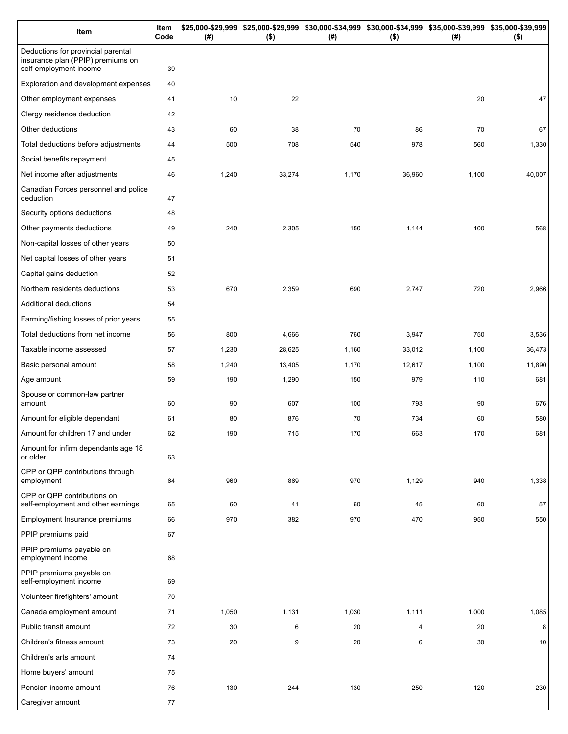| Item | Item Code | $25,000-$29,999 (#) | $25,000-$29,999 ($) | $30,000-$34,999 (#) | $30,000-$34,999 ($) | $35,000-$39,999 (#) | $35,000-$39,999 ($) |
|---|---|---|---|---|---|---|---|
| Deductions for provincial parental insurance plan (PPIP) premiums on self-employment income | 39 | | | | | | |
| Exploration and development expenses | 40 | | | | | | |
| Other employment expenses | 41 | 10 | 22 | | | 20 | 47 |
| Clergy residence deduction | 42 | | | | | | |
| Other deductions | 43 | 60 | 38 | 70 | 86 | 70 | 67 |
| Total deductions before adjustments | 44 | 500 | 708 | 540 | 978 | 560 | 1,330 |
| Social benefits repayment | 45 | | | | | | |
| Net income after adjustments | 46 | 1,240 | 33,274 | 1,170 | 36,960 | 1,100 | 40,007 |
| Canadian Forces personnel and police deduction | 47 | | | | | | |
| Security options deductions | 48 | | | | | | |
| Other payments deductions | 49 | 240 | 2,305 | 150 | 1,144 | 100 | 568 |
| Non-capital losses of other years | 50 | | | | | | |
| Net capital losses of other years | 51 | | | | | | |
| Capital gains deduction | 52 | | | | | | |
| Northern residents deductions | 53 | 670 | 2,359 | 690 | 2,747 | 720 | 2,966 |
| Additional deductions | 54 | | | | | | |
| Farming/fishing losses of prior years | 55 | | | | | | |
| Total deductions from net income | 56 | 800 | 4,666 | 760 | 3,947 | 750 | 3,536 |
| Taxable income assessed | 57 | 1,230 | 28,625 | 1,160 | 33,012 | 1,100 | 36,473 |
| Basic personal amount | 58 | 1,240 | 13,405 | 1,170 | 12,617 | 1,100 | 11,890 |
| Age amount | 59 | 190 | 1,290 | 150 | 979 | 110 | 681 |
| Spouse or common-law partner amount | 60 | 90 | 607 | 100 | 793 | 90 | 676 |
| Amount for eligible dependant | 61 | 80 | 876 | 70 | 734 | 60 | 580 |
| Amount for children 17 and under | 62 | 190 | 715 | 170 | 663 | 170 | 681 |
| Amount for infirm dependants age 18 or older | 63 | | | | | | |
| CPP or QPP contributions through employment | 64 | 960 | 869 | 970 | 1,129 | 940 | 1,338 |
| CPP or QPP contributions on self-employment and other earnings | 65 | 60 | 41 | 60 | 45 | 60 | 57 |
| Employment Insurance premiums | 66 | 970 | 382 | 970 | 470 | 950 | 550 |
| PPIP premiums paid | 67 | | | | | | |
| PPIP premiums payable on employment income | 68 | | | | | | |
| PPIP premiums payable on self-employment income | 69 | | | | | | |
| Volunteer firefighters' amount | 70 | | | | | | |
| Canada employment amount | 71 | 1,050 | 1,131 | 1,030 | 1,111 | 1,000 | 1,085 |
| Public transit amount | 72 | 30 | 6 | 20 | 4 | 20 | 8 |
| Children's fitness amount | 73 | 20 | 9 | 20 | 6 | 30 | 10 |
| Children's arts amount | 74 | | | | | | |
| Home buyers' amount | 75 | | | | | | |
| Pension income amount | 76 | 130 | 244 | 130 | 250 | 120 | 230 |
| Caregiver amount | 77 | | | | | | |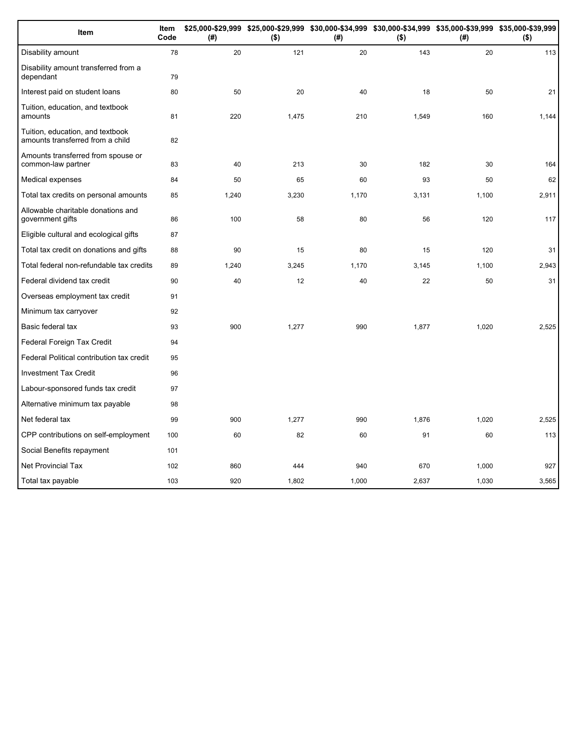| Item | Item Code | \$25,000-\$29,999 (#) | \$25,000-\$29,999 (\$) | \$30,000-\$34,999 (#) | \$30,000-\$34,999 (\$) | \$35,000-\$39,999 (#) | \$35,000-\$39,999 (\$) |
|---|---|---|---|---|---|---|---|
| Disability amount | 78 | 20 | 121 | 20 | 143 | 20 | 113 |
| Disability amount transferred from a dependant | 79 | | | | | | |
| Interest paid on student loans | 80 | 50 | 20 | 40 | 18 | 50 | 21 |
| Tuition, education, and textbook amounts | 81 | 220 | 1,475 | 210 | 1,549 | 160 | 1,144 |
| Tuition, education, and textbook amounts transferred from a child | 82 | | | | | | |
| Amounts transferred from spouse or common-law partner | 83 | 40 | 213 | 30 | 182 | 30 | 164 |
| Medical expenses | 84 | 50 | 65 | 60 | 93 | 50 | 62 |
| Total tax credits on personal amounts | 85 | 1,240 | 3,230 | 1,170 | 3,131 | 1,100 | 2,911 |
| Allowable charitable donations and government gifts | 86 | 100 | 58 | 80 | 56 | 120 | 117 |
| Eligible cultural and ecological gifts | 87 | | | | | | |
| Total tax credit on donations and gifts | 88 | 90 | 15 | 80 | 15 | 120 | 31 |
| Total federal non-refundable tax credits | 89 | 1,240 | 3,245 | 1,170 | 3,145 | 1,100 | 2,943 |
| Federal dividend tax credit | 90 | 40 | 12 | 40 | 22 | 50 | 31 |
| Overseas employment tax credit | 91 | | | | | | |
| Minimum tax carryover | 92 | | | | | | |
| Basic federal tax | 93 | 900 | 1,277 | 990 | 1,877 | 1,020 | 2,525 |
| Federal Foreign Tax Credit | 94 | | | | | | |
| Federal Political contribution tax credit | 95 | | | | | | |
| Investment Tax Credit | 96 | | | | | | |
| Labour-sponsored funds tax credit | 97 | | | | | | |
| Alternative minimum tax payable | 98 | | | | | | |
| Net federal tax | 99 | 900 | 1,277 | 990 | 1,876 | 1,020 | 2,525 |
| CPP contributions on self-employment | 100 | 60 | 82 | 60 | 91 | 60 | 113 |
| Social Benefits repayment | 101 | | | | | | |
| Net Provincial Tax | 102 | 860 | 444 | 940 | 670 | 1,000 | 927 |
| Total tax payable | 103 | 920 | 1,802 | 1,000 | 2,637 | 1,030 | 3,565 |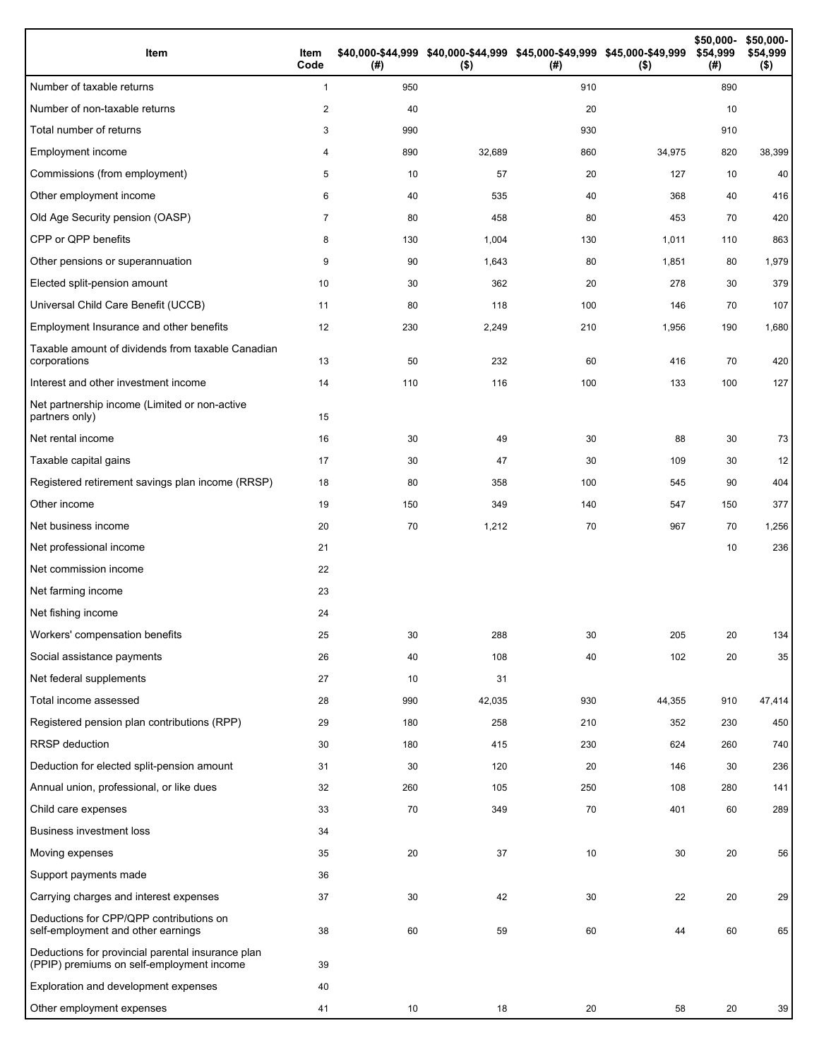| Item | Item Code | $40,000-$44,999 (#) | $40,000-$44,999 ($) | $45,000-$49,999 (#) | $45,000-$49,999 ($) | $50,000-$54,999 (#) | $50,000-$54,999 ($) |
|---|---|---|---|---|---|---|---|
| Number of taxable returns | 1 | 950 | | 910 | | 890 | |
| Number of non-taxable returns | 2 | 40 | | 20 | | 10 | |
| Total number of returns | 3 | 990 | | 930 | | 910 | |
| Employment income | 4 | 890 | 32,689 | 860 | 34,975 | 820 | 38,399 |
| Commissions (from employment) | 5 | 10 | 57 | 20 | 127 | 10 | 40 |
| Other employment income | 6 | 40 | 535 | 40 | 368 | 40 | 416 |
| Old Age Security pension (OASP) | 7 | 80 | 458 | 80 | 453 | 70 | 420 |
| CPP or QPP benefits | 8 | 130 | 1,004 | 130 | 1,011 | 110 | 863 |
| Other pensions or superannuation | 9 | 90 | 1,643 | 80 | 1,851 | 80 | 1,979 |
| Elected split-pension amount | 10 | 30 | 362 | 20 | 278 | 30 | 379 |
| Universal Child Care Benefit (UCCB) | 11 | 80 | 118 | 100 | 146 | 70 | 107 |
| Employment Insurance and other benefits | 12 | 230 | 2,249 | 210 | 1,956 | 190 | 1,680 |
| Taxable amount of dividends from taxable Canadian corporations | 13 | 50 | 232 | 60 | 416 | 70 | 420 |
| Interest and other investment income | 14 | 110 | 116 | 100 | 133 | 100 | 127 |
| Net partnership income (Limited or non-active partners only) | 15 | | | | | | |
| Net rental income | 16 | 30 | 49 | 30 | 88 | 30 | 73 |
| Taxable capital gains | 17 | 30 | 47 | 30 | 109 | 30 | 12 |
| Registered retirement savings plan income (RRSP) | 18 | 80 | 358 | 100 | 545 | 90 | 404 |
| Other income | 19 | 150 | 349 | 140 | 547 | 150 | 377 |
| Net business income | 20 | 70 | 1,212 | 70 | 967 | 70 | 1,256 |
| Net professional income | 21 | | | | | 10 | 236 |
| Net commission income | 22 | | | | | | |
| Net farming income | 23 | | | | | | |
| Net fishing income | 24 | | | | | | |
| Workers' compensation benefits | 25 | 30 | 288 | 30 | 205 | 20 | 134 |
| Social assistance payments | 26 | 40 | 108 | 40 | 102 | 20 | 35 |
| Net federal supplements | 27 | 10 | 31 | | | | |
| Total income assessed | 28 | 990 | 42,035 | 930 | 44,355 | 910 | 47,414 |
| Registered pension plan contributions (RPP) | 29 | 180 | 258 | 210 | 352 | 230 | 450 |
| RRSP deduction | 30 | 180 | 415 | 230 | 624 | 260 | 740 |
| Deduction for elected split-pension amount | 31 | 30 | 120 | 20 | 146 | 30 | 236 |
| Annual union, professional, or like dues | 32 | 260 | 105 | 250 | 108 | 280 | 141 |
| Child care expenses | 33 | 70 | 349 | 70 | 401 | 60 | 289 |
| Business investment loss | 34 | | | | | | |
| Moving expenses | 35 | 20 | 37 | 10 | 30 | 20 | 56 |
| Support payments made | 36 | | | | | | |
| Carrying charges and interest expenses | 37 | 30 | 42 | 30 | 22 | 20 | 29 |
| Deductions for CPP/QPP contributions on self-employment and other earnings | 38 | 60 | 59 | 60 | 44 | 60 | 65 |
| Deductions for provincial parental insurance plan (PPIP) premiums on self-employment income | 39 | | | | | | |
| Exploration and development expenses | 40 | | | | | | |
| Other employment expenses | 41 | 10 | 18 | 20 | 58 | 20 | 39 |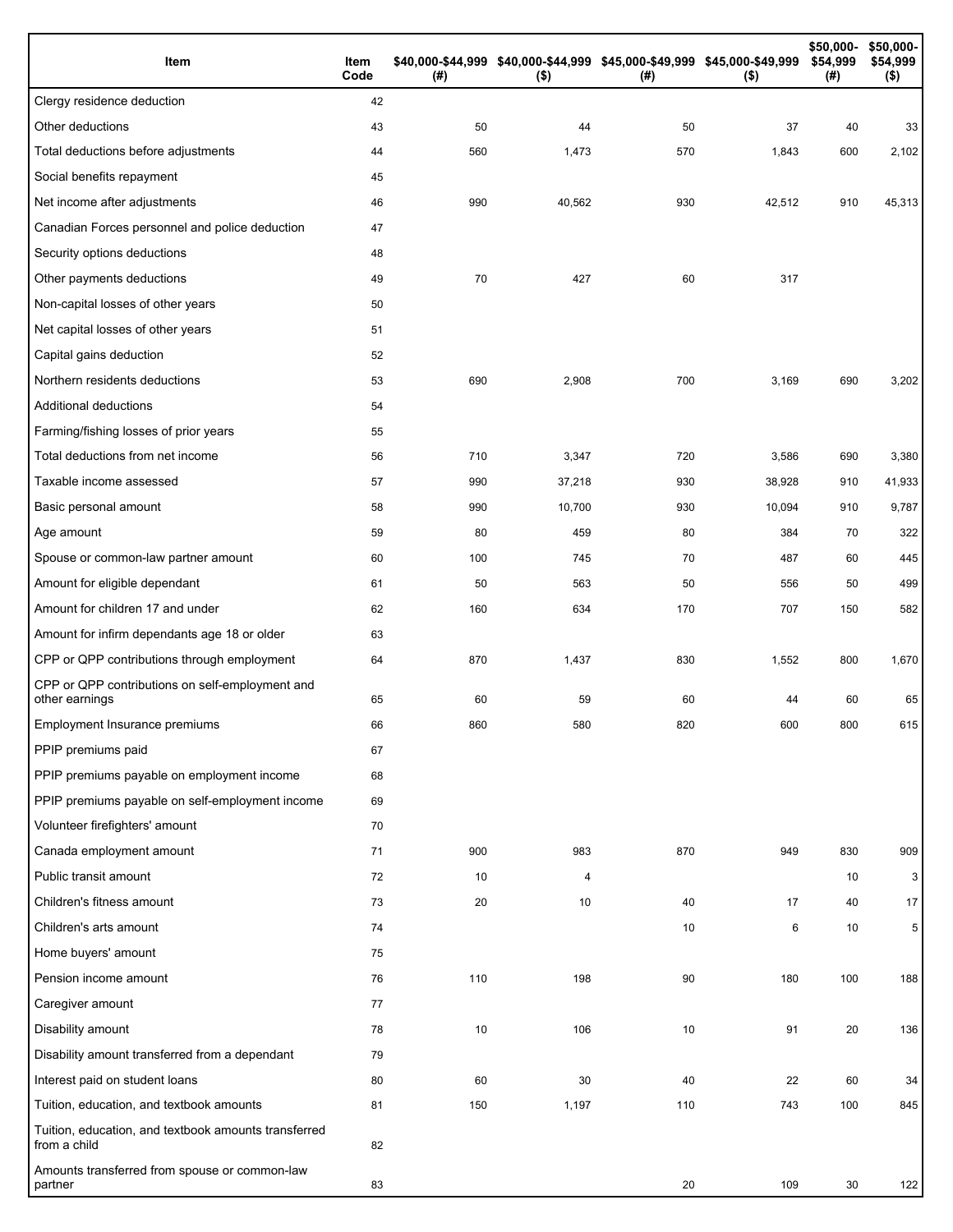| Item | Item Code | $40,000-$44,999 (#) | $40,000-$44,999 ($) | $45,000-$49,999 (#) | $45,000-$49,999 ($) | $50,000-$54,999 (#) | $50,000-$54,999 ($) |
|---|---|---|---|---|---|---|---|
| Clergy residence deduction | 42 | | | | | | |
| Other deductions | 43 | 50 | 44 | 50 | 37 | 40 | 33 |
| Total deductions before adjustments | 44 | 560 | 1,473 | 570 | 1,843 | 600 | 2,102 |
| Social benefits repayment | 45 | | | | | | |
| Net income after adjustments | 46 | 990 | 40,562 | 930 | 42,512 | 910 | 45,313 |
| Canadian Forces personnel and police deduction | 47 | | | | | | |
| Security options deductions | 48 | | | | | | |
| Other payments deductions | 49 | 70 | 427 | 60 | 317 | | |
| Non-capital losses of other years | 50 | | | | | | |
| Net capital losses of other years | 51 | | | | | | |
| Capital gains deduction | 52 | | | | | | |
| Northern residents deductions | 53 | 690 | 2,908 | 700 | 3,169 | 690 | 3,202 |
| Additional deductions | 54 | | | | | | |
| Farming/fishing losses of prior years | 55 | | | | | | |
| Total deductions from net income | 56 | 710 | 3,347 | 720 | 3,586 | 690 | 3,380 |
| Taxable income assessed | 57 | 990 | 37,218 | 930 | 38,928 | 910 | 41,933 |
| Basic personal amount | 58 | 990 | 10,700 | 930 | 10,094 | 910 | 9,787 |
| Age amount | 59 | 80 | 459 | 80 | 384 | 70 | 322 |
| Spouse or common-law partner amount | 60 | 100 | 745 | 70 | 487 | 60 | 445 |
| Amount for eligible dependant | 61 | 50 | 563 | 50 | 556 | 50 | 499 |
| Amount for children 17 and under | 62 | 160 | 634 | 170 | 707 | 150 | 582 |
| Amount for infirm dependants age 18 or older | 63 | | | | | | |
| CPP or QPP contributions through employment | 64 | 870 | 1,437 | 830 | 1,552 | 800 | 1,670 |
| CPP or QPP contributions on self-employment and other earnings | 65 | 60 | 59 | 60 | 44 | 60 | 65 |
| Employment Insurance premiums | 66 | 860 | 580 | 820 | 600 | 800 | 615 |
| PPIP premiums paid | 67 | | | | | | |
| PPIP premiums payable on employment income | 68 | | | | | | |
| PPIP premiums payable on self-employment income | 69 | | | | | | |
| Volunteer firefighters' amount | 70 | | | | | | |
| Canada employment amount | 71 | 900 | 983 | 870 | 949 | 830 | 909 |
| Public transit amount | 72 | 10 | 4 | | | 10 | 3 |
| Children's fitness amount | 73 | 20 | 10 | 40 | 17 | 40 | 17 |
| Children's arts amount | 74 | | | 10 | 6 | 10 | 5 |
| Home buyers' amount | 75 | | | | | | |
| Pension income amount | 76 | 110 | 198 | 90 | 180 | 100 | 188 |
| Caregiver amount | 77 | | | | | | |
| Disability amount | 78 | 10 | 106 | 10 | 91 | 20 | 136 |
| Disability amount transferred from a dependant | 79 | | | | | | |
| Interest paid on student loans | 80 | 60 | 30 | 40 | 22 | 60 | 34 |
| Tuition, education, and textbook amounts | 81 | 150 | 1,197 | 110 | 743 | 100 | 845 |
| Tuition, education, and textbook amounts transferred from a child | 82 | | | | | | |
| Amounts transferred from spouse or common-law partner | 83 | | | 20 | 109 | 30 | 122 |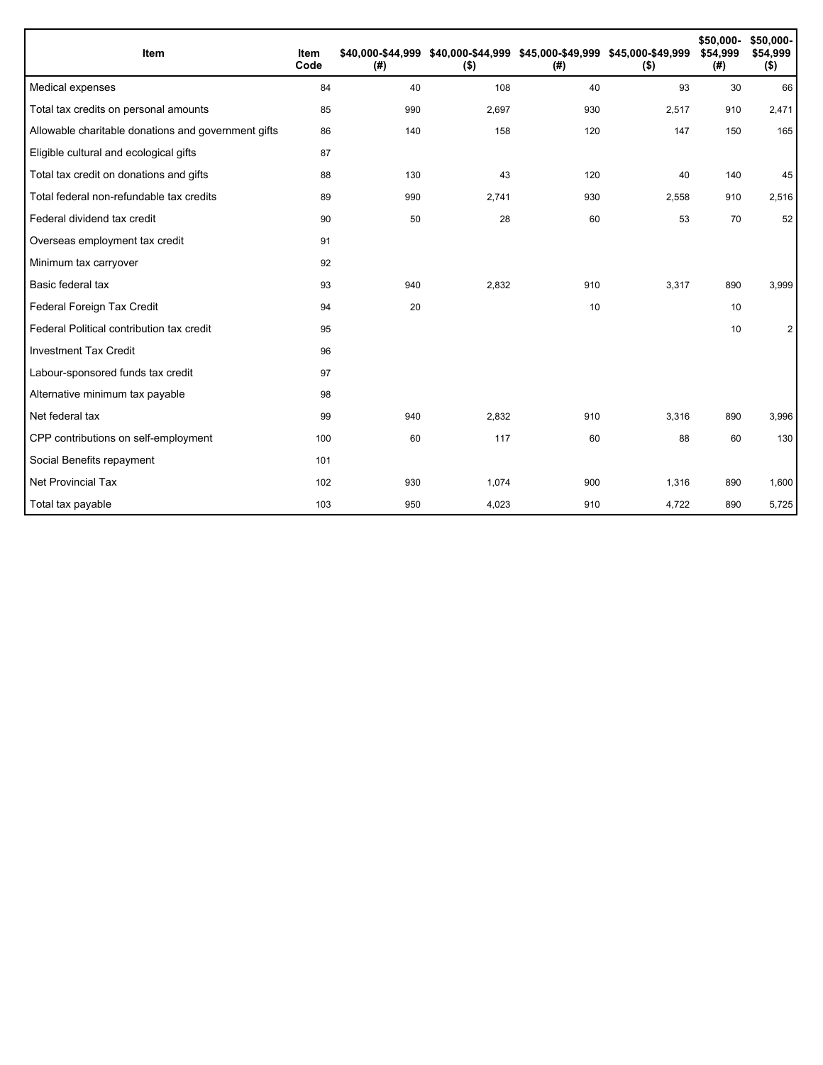| Item | Item Code | \$40,000-\$44,999 (#) | \$40,000-\$44,999 (\$) | \$45,000-\$49,999 (#) | \$45,000-\$49,999 (\$) | \$50,000-\$54,999 (#) | \$50,000-\$54,999 (\$) |
|---|---|---|---|---|---|---|---|
| Medical expenses | 84 | 40 | 108 | 40 | 93 | 30 | 66 |
| Total tax credits on personal amounts | 85 | 990 | 2,697 | 930 | 2,517 | 910 | 2,471 |
| Allowable charitable donations and government gifts | 86 | 140 | 158 | 120 | 147 | 150 | 165 |
| Eligible cultural and ecological gifts | 87 | | | | | | |
| Total tax credit on donations and gifts | 88 | 130 | 43 | 120 | 40 | 140 | 45 |
| Total federal non-refundable tax credits | 89 | 990 | 2,741 | 930 | 2,558 | 910 | 2,516 |
| Federal dividend tax credit | 90 | 50 | 28 | 60 | 53 | 70 | 52 |
| Overseas employment tax credit | 91 | | | | | | |
| Minimum tax carryover | 92 | | | | | | |
| Basic federal tax | 93 | 940 | 2,832 | 910 | 3,317 | 890 | 3,999 |
| Federal Foreign Tax Credit | 94 | 20 | | 10 | | 10 | |
| Federal Political contribution tax credit | 95 | | | | | 10 | 2 |
| Investment Tax Credit | 96 | | | | | | |
| Labour-sponsored funds tax credit | 97 | | | | | | |
| Alternative minimum tax payable | 98 | | | | | | |
| Net federal tax | 99 | 940 | 2,832 | 910 | 3,316 | 890 | 3,996 |
| CPP contributions on self-employment | 100 | 60 | 117 | 60 | 88 | 60 | 130 |
| Social Benefits repayment | 101 | | | | | | |
| Net Provincial Tax | 102 | 930 | 1,074 | 900 | 1,316 | 890 | 1,600 |
| Total tax payable | 103 | 950 | 4,023 | 910 | 4,722 | 890 | 5,725 |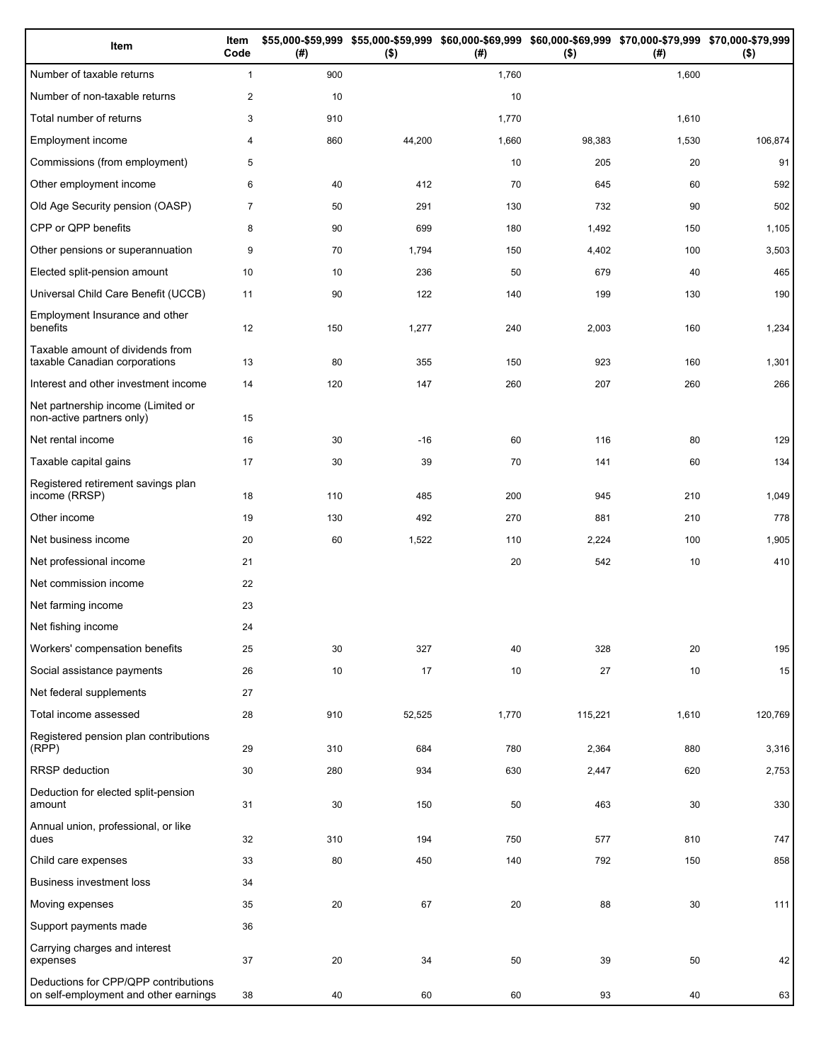| Item | Item Code | $55,000-$59,999 (#) | $55,000-$59,999 ($) | $60,000-$69,999 (#) | $60,000-$69,999 ($) | $70,000-$79,999 (#) | $70,000-$79,999 ($) |
|---|---|---|---|---|---|---|---|
| Number of taxable returns | 1 | 900 | | 1,760 | | 1,600 | |
| Number of non-taxable returns | 2 | 10 | | 10 | | | |
| Total number of returns | 3 | 910 | | 1,770 | | 1,610 | |
| Employment income | 4 | 860 | 44,200 | 1,660 | 98,383 | 1,530 | 106,874 |
| Commissions (from employment) | 5 | | | 10 | 205 | 20 | 91 |
| Other employment income | 6 | 40 | 412 | 70 | 645 | 60 | 592 |
| Old Age Security pension (OASP) | 7 | 50 | 291 | 130 | 732 | 90 | 502 |
| CPP or QPP benefits | 8 | 90 | 699 | 180 | 1,492 | 150 | 1,105 |
| Other pensions or superannuation | 9 | 70 | 1,794 | 150 | 4,402 | 100 | 3,503 |
| Elected split-pension amount | 10 | 10 | 236 | 50 | 679 | 40 | 465 |
| Universal Child Care Benefit (UCCB) | 11 | 90 | 122 | 140 | 199 | 130 | 190 |
| Employment Insurance and other benefits | 12 | 150 | 1,277 | 240 | 2,003 | 160 | 1,234 |
| Taxable amount of dividends from taxable Canadian corporations | 13 | 80 | 355 | 150 | 923 | 160 | 1,301 |
| Interest and other investment income | 14 | 120 | 147 | 260 | 207 | 260 | 266 |
| Net partnership income (Limited or non-active partners only) | 15 | | | | | | |
| Net rental income | 16 | 30 | -16 | 60 | 116 | 80 | 129 |
| Taxable capital gains | 17 | 30 | 39 | 70 | 141 | 60 | 134 |
| Registered retirement savings plan income (RRSP) | 18 | 110 | 485 | 200 | 945 | 210 | 1,049 |
| Other income | 19 | 130 | 492 | 270 | 881 | 210 | 778 |
| Net business income | 20 | 60 | 1,522 | 110 | 2,224 | 100 | 1,905 |
| Net professional income | 21 | | | 20 | 542 | 10 | 410 |
| Net commission income | 22 | | | | | | |
| Net farming income | 23 | | | | | | |
| Net fishing income | 24 | | | | | | |
| Workers' compensation benefits | 25 | 30 | 327 | 40 | 328 | 20 | 195 |
| Social assistance payments | 26 | 10 | 17 | 10 | 27 | 10 | 15 |
| Net federal supplements | 27 | | | | | | |
| Total income assessed | 28 | 910 | 52,525 | 1,770 | 115,221 | 1,610 | 120,769 |
| Registered pension plan contributions (RPP) | 29 | 310 | 684 | 780 | 2,364 | 880 | 3,316 |
| RRSP deduction | 30 | 280 | 934 | 630 | 2,447 | 620 | 2,753 |
| Deduction for elected split-pension amount | 31 | 30 | 150 | 50 | 463 | 30 | 330 |
| Annual union, professional, or like dues | 32 | 310 | 194 | 750 | 577 | 810 | 747 |
| Child care expenses | 33 | 80 | 450 | 140 | 792 | 150 | 858 |
| Business investment loss | 34 | | | | | | |
| Moving expenses | 35 | 20 | 67 | 20 | 88 | 30 | 111 |
| Support payments made | 36 | | | | | | |
| Carrying charges and interest expenses | 37 | 20 | 34 | 50 | 39 | 50 | 42 |
| Deductions for CPP/QPP contributions on self-employment and other earnings | 38 | 40 | 60 | 60 | 93 | 40 | 63 |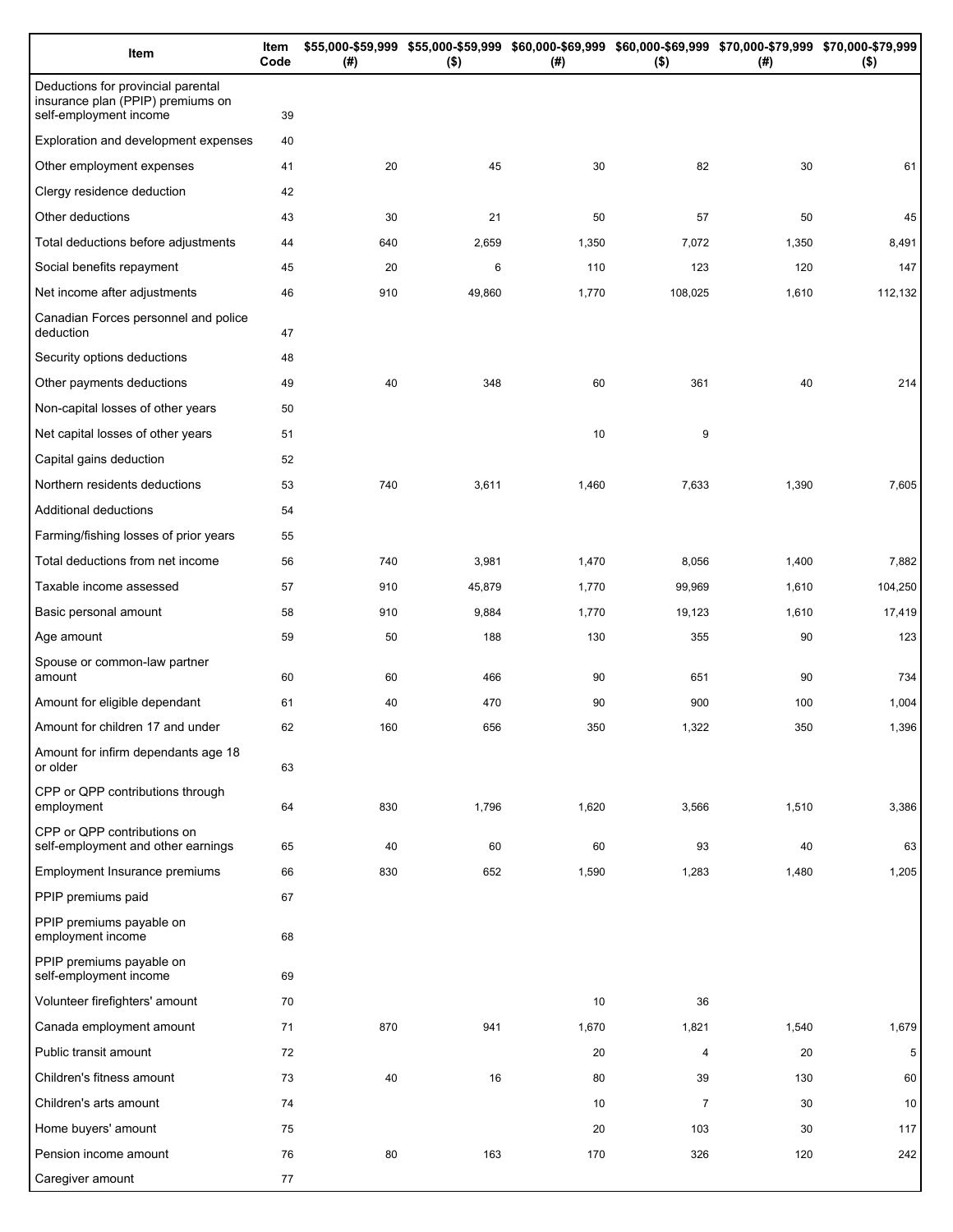| Item | Item Code | $55,000-$59,999 (#) | $55,000-$59,999 ($) | $60,000-$69,999 (#) | $60,000-$69,999 ($) | $70,000-$79,999 (#) | $70,000-$79,999 ($) |
|---|---|---|---|---|---|---|---|
| Deductions for provincial parental insurance plan (PPIP) premiums on self-employment income | 39 | | | | | | |
| Exploration and development expenses | 40 | | | | | | |
| Other employment expenses | 41 | 20 | 45 | 30 | 82 | 30 | 61 |
| Clergy residence deduction | 42 | | | | | | |
| Other deductions | 43 | 30 | 21 | 50 | 57 | 50 | 45 |
| Total deductions before adjustments | 44 | 640 | 2,659 | 1,350 | 7,072 | 1,350 | 8,491 |
| Social benefits repayment | 45 | 20 | 6 | 110 | 123 | 120 | 147 |
| Net income after adjustments | 46 | 910 | 49,860 | 1,770 | 108,025 | 1,610 | 112,132 |
| Canadian Forces personnel and police deduction | 47 | | | | | | |
| Security options deductions | 48 | | | | | | |
| Other payments deductions | 49 | 40 | 348 | 60 | 361 | 40 | 214 |
| Non-capital losses of other years | 50 | | | | | | |
| Net capital losses of other years | 51 | | | 10 | 9 | | |
| Capital gains deduction | 52 | | | | | | |
| Northern residents deductions | 53 | 740 | 3,611 | 1,460 | 7,633 | 1,390 | 7,605 |
| Additional deductions | 54 | | | | | | |
| Farming/fishing losses of prior years | 55 | | | | | | |
| Total deductions from net income | 56 | 740 | 3,981 | 1,470 | 8,056 | 1,400 | 7,882 |
| Taxable income assessed | 57 | 910 | 45,879 | 1,770 | 99,969 | 1,610 | 104,250 |
| Basic personal amount | 58 | 910 | 9,884 | 1,770 | 19,123 | 1,610 | 17,419 |
| Age amount | 59 | 50 | 188 | 130 | 355 | 90 | 123 |
| Spouse or common-law partner amount | 60 | 60 | 466 | 90 | 651 | 90 | 734 |
| Amount for eligible dependant | 61 | 40 | 470 | 90 | 900 | 100 | 1,004 |
| Amount for children 17 and under | 62 | 160 | 656 | 350 | 1,322 | 350 | 1,396 |
| Amount for infirm dependants age 18 or older | 63 | | | | | | |
| CPP or QPP contributions through employment | 64 | 830 | 1,796 | 1,620 | 3,566 | 1,510 | 3,386 |
| CPP or QPP contributions on self-employment and other earnings | 65 | 40 | 60 | 60 | 93 | 40 | 63 |
| Employment Insurance premiums | 66 | 830 | 652 | 1,590 | 1,283 | 1,480 | 1,205 |
| PPIP premiums paid | 67 | | | | | | |
| PPIP premiums payable on employment income | 68 | | | | | | |
| PPIP premiums payable on self-employment income | 69 | | | | | | |
| Volunteer firefighters' amount | 70 | | | 10 | 36 | | |
| Canada employment amount | 71 | 870 | 941 | 1,670 | 1,821 | 1,540 | 1,679 |
| Public transit amount | 72 | | | 20 | 4 | 20 | 5 |
| Children's fitness amount | 73 | 40 | 16 | 80 | 39 | 130 | 60 |
| Children's arts amount | 74 | | | 10 | 7 | 30 | 10 |
| Home buyers' amount | 75 | | | 20 | 103 | 30 | 117 |
| Pension income amount | 76 | 80 | 163 | 170 | 326 | 120 | 242 |
| Caregiver amount | 77 | | | | | | |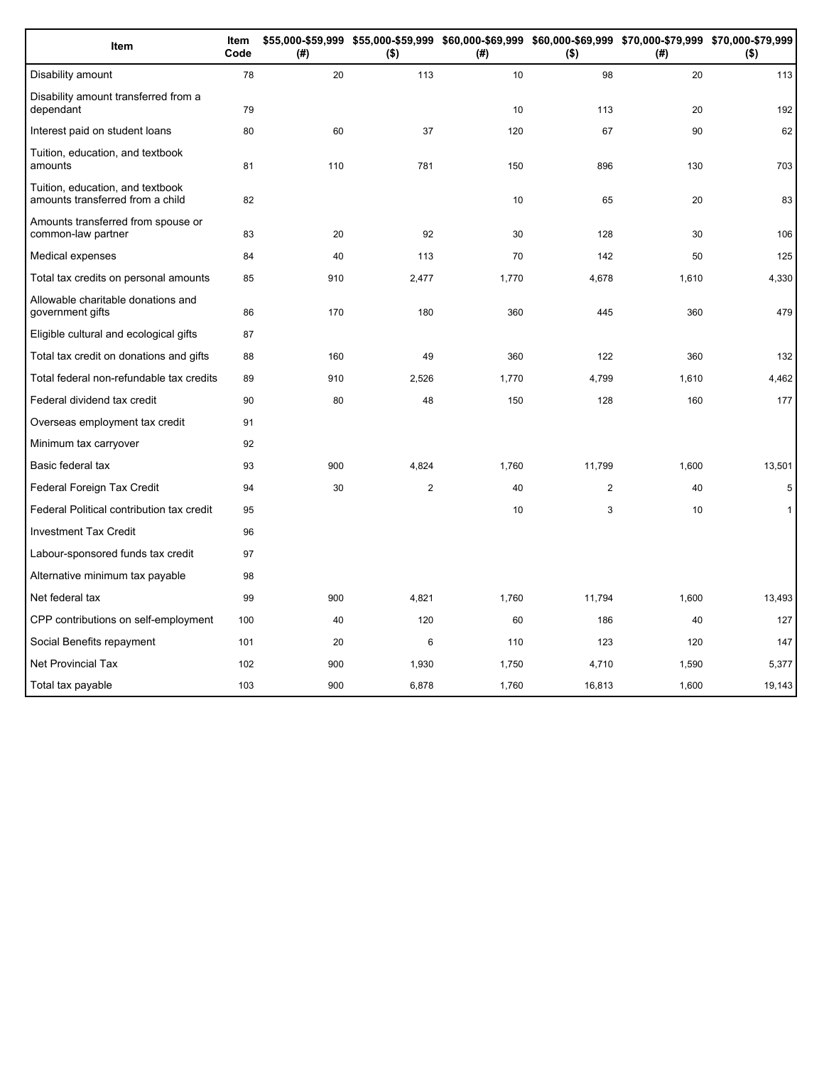| Item | Item Code | $55,000-$59,999 (#) | $55,000-$59,999 ($) | $60,000-$69,999 (#) | $60,000-$69,999 ($) | $70,000-$79,999 (#) | $70,000-$79,999 ($) |
|---|---|---|---|---|---|---|---|
| Disability amount | 78 | 20 | 113 | 10 | 98 | 20 | 113 |
| Disability amount transferred from a dependant | 79 | | | 10 | 113 | 20 | 192 |
| Interest paid on student loans | 80 | 60 | 37 | 120 | 67 | 90 | 62 |
| Tuition, education, and textbook amounts | 81 | 110 | 781 | 150 | 896 | 130 | 703 |
| Tuition, education, and textbook amounts transferred from a child | 82 | | | 10 | 65 | 20 | 83 |
| Amounts transferred from spouse or common-law partner | 83 | 20 | 92 | 30 | 128 | 30 | 106 |
| Medical expenses | 84 | 40 | 113 | 70 | 142 | 50 | 125 |
| Total tax credits on personal amounts | 85 | 910 | 2,477 | 1,770 | 4,678 | 1,610 | 4,330 |
| Allowable charitable donations and government gifts | 86 | 170 | 180 | 360 | 445 | 360 | 479 |
| Eligible cultural and ecological gifts | 87 | | | | | | |
| Total tax credit on donations and gifts | 88 | 160 | 49 | 360 | 122 | 360 | 132 |
| Total federal non-refundable tax credits | 89 | 910 | 2,526 | 1,770 | 4,799 | 1,610 | 4,462 |
| Federal dividend tax credit | 90 | 80 | 48 | 150 | 128 | 160 | 177 |
| Overseas employment tax credit | 91 | | | | | | |
| Minimum tax carryover | 92 | | | | | | |
| Basic federal tax | 93 | 900 | 4,824 | 1,760 | 11,799 | 1,600 | 13,501 |
| Federal Foreign Tax Credit | 94 | 30 | 2 | 40 | 2 | 40 | 5 |
| Federal Political contribution tax credit | 95 | | | 10 | 3 | 10 | 1 |
| Investment Tax Credit | 96 | | | | | | |
| Labour-sponsored funds tax credit | 97 | | | | | | |
| Alternative minimum tax payable | 98 | | | | | | |
| Net federal tax | 99 | 900 | 4,821 | 1,760 | 11,794 | 1,600 | 13,493 |
| CPP contributions on self-employment | 100 | 40 | 120 | 60 | 186 | 40 | 127 |
| Social Benefits repayment | 101 | 20 | 6 | 110 | 123 | 120 | 147 |
| Net Provincial Tax | 102 | 900 | 1,930 | 1,750 | 4,710 | 1,590 | 5,377 |
| Total tax payable | 103 | 900 | 6,878 | 1,760 | 16,813 | 1,600 | 19,143 |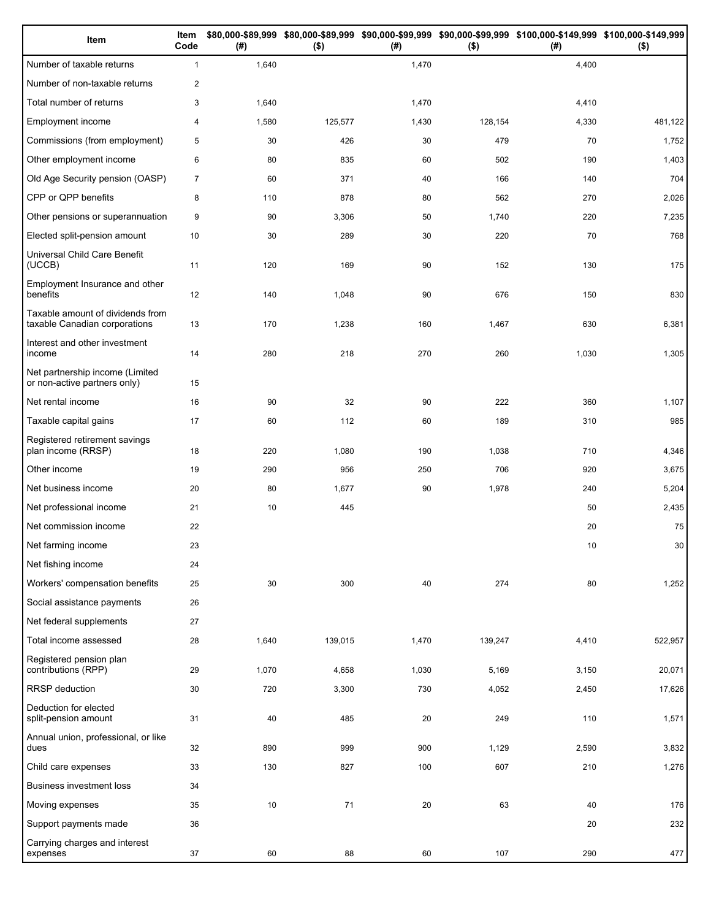| Item | Item Code | $80,000-$89,999 (#) | $80,000-$89,999 ($) | $90,000-$99,999 (#) | $90,000-$99,999 ($) | $100,000-$149,999 (#) | $100,000-$149,999 ($) |
|---|---|---|---|---|---|---|---|
| Number of taxable returns | 1 | 1,640 | | 1,470 | | 4,400 | |
| Number of non-taxable returns | 2 | | | | | | |
| Total number of returns | 3 | 1,640 | | 1,470 | | 4,410 | |
| Employment income | 4 | 1,580 | 125,577 | 1,430 | 128,154 | 4,330 | 481,122 |
| Commissions (from employment) | 5 | 30 | 426 | 30 | 479 | 70 | 1,752 |
| Other employment income | 6 | 80 | 835 | 60 | 502 | 190 | 1,403 |
| Old Age Security pension (OASP) | 7 | 60 | 371 | 40 | 166 | 140 | 704 |
| CPP or QPP benefits | 8 | 110 | 878 | 80 | 562 | 270 | 2,026 |
| Other pensions or superannuation | 9 | 90 | 3,306 | 50 | 1,740 | 220 | 7,235 |
| Elected split-pension amount | 10 | 30 | 289 | 30 | 220 | 70 | 768 |
| Universal Child Care Benefit (UCCB) | 11 | 120 | 169 | 90 | 152 | 130 | 175 |
| Employment Insurance and other benefits | 12 | 140 | 1,048 | 90 | 676 | 150 | 830 |
| Taxable amount of dividends from taxable Canadian corporations | 13 | 170 | 1,238 | 160 | 1,467 | 630 | 6,381 |
| Interest and other investment income | 14 | 280 | 218 | 270 | 260 | 1,030 | 1,305 |
| Net partnership income (Limited or non-active partners only) | 15 | | | | | | |
| Net rental income | 16 | 90 | 32 | 90 | 222 | 360 | 1,107 |
| Taxable capital gains | 17 | 60 | 112 | 60 | 189 | 310 | 985 |
| Registered retirement savings plan income (RRSP) | 18 | 220 | 1,080 | 190 | 1,038 | 710 | 4,346 |
| Other income | 19 | 290 | 956 | 250 | 706 | 920 | 3,675 |
| Net business income | 20 | 80 | 1,677 | 90 | 1,978 | 240 | 5,204 |
| Net professional income | 21 | 10 | 445 | | | 50 | 2,435 |
| Net commission income | 22 | | | | | 20 | 75 |
| Net farming income | 23 | | | | | 10 | 30 |
| Net fishing income | 24 | | | | | | |
| Workers' compensation benefits | 25 | 30 | 300 | 40 | 274 | 80 | 1,252 |
| Social assistance payments | 26 | | | | | | |
| Net federal supplements | 27 | | | | | | |
| Total income assessed | 28 | 1,640 | 139,015 | 1,470 | 139,247 | 4,410 | 522,957 |
| Registered pension plan contributions (RPP) | 29 | 1,070 | 4,658 | 1,030 | 5,169 | 3,150 | 20,071 |
| RRSP deduction | 30 | 720 | 3,300 | 730 | 4,052 | 2,450 | 17,626 |
| Deduction for elected split-pension amount | 31 | 40 | 485 | 20 | 249 | 110 | 1,571 |
| Annual union, professional, or like dues | 32 | 890 | 999 | 900 | 1,129 | 2,590 | 3,832 |
| Child care expenses | 33 | 130 | 827 | 100 | 607 | 210 | 1,276 |
| Business investment loss | 34 | | | | | | |
| Moving expenses | 35 | 10 | 71 | 20 | 63 | 40 | 176 |
| Support payments made | 36 | | | | | 20 | 232 |
| Carrying charges and interest expenses | 37 | 60 | 88 | 60 | 107 | 290 | 477 |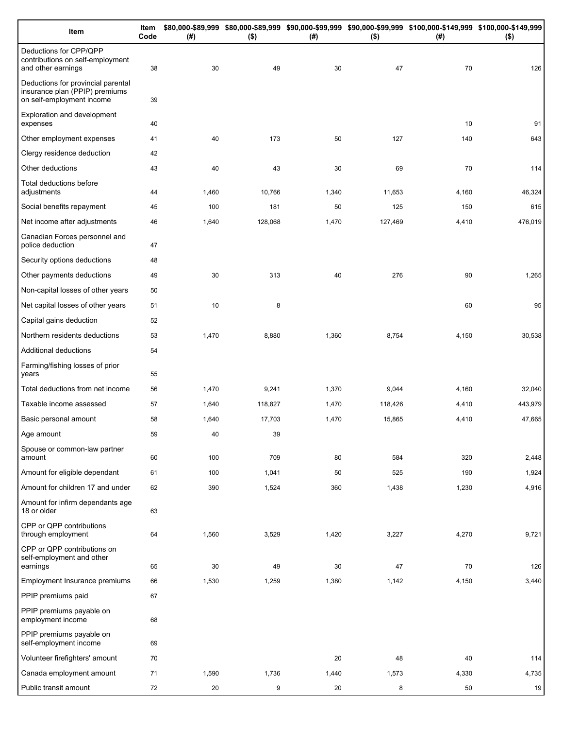| Item | Item Code | $80,000-$89,999 (#) | $80,000-$89,999 ($) | $90,000-$99,999 (#) | $90,000-$99,999 ($) | $100,000-$149,999 (#) | $100,000-$149,999 ($) |
|---|---|---|---|---|---|---|---|
| Deductions for CPP/QPP contributions on self-employment and other earnings | 38 | 30 | 49 | 30 | 47 | 70 | 126 |
| Deductions for provincial parental insurance plan (PPIP) premiums on self-employment income | 39 | | | | | | |
| Exploration and development expenses | 40 | | | | | 10 | 91 |
| Other employment expenses | 41 | 40 | 173 | 50 | 127 | 140 | 643 |
| Clergy residence deduction | 42 | | | | | | |
| Other deductions | 43 | 40 | 43 | 30 | 69 | 70 | 114 |
| Total deductions before adjustments | 44 | 1,460 | 10,766 | 1,340 | 11,653 | 4,160 | 46,324 |
| Social benefits repayment | 45 | 100 | 181 | 50 | 125 | 150 | 615 |
| Net income after adjustments | 46 | 1,640 | 128,068 | 1,470 | 127,469 | 4,410 | 476,019 |
| Canadian Forces personnel and police deduction | 47 | | | | | | |
| Security options deductions | 48 | | | | | | |
| Other payments deductions | 49 | 30 | 313 | 40 | 276 | 90 | 1,265 |
| Non-capital losses of other years | 50 | | | | | | |
| Net capital losses of other years | 51 | 10 | 8 | | | 60 | 95 |
| Capital gains deduction | 52 | | | | | | |
| Northern residents deductions | 53 | 1,470 | 8,880 | 1,360 | 8,754 | 4,150 | 30,538 |
| Additional deductions | 54 | | | | | | |
| Farming/fishing losses of prior years | 55 | | | | | | |
| Total deductions from net income | 56 | 1,470 | 9,241 | 1,370 | 9,044 | 4,160 | 32,040 |
| Taxable income assessed | 57 | 1,640 | 118,827 | 1,470 | 118,426 | 4,410 | 443,979 |
| Basic personal amount | 58 | 1,640 | 17,703 | 1,470 | 15,865 | 4,410 | 47,665 |
| Age amount | 59 | 40 | 39 | | | | |
| Spouse or common-law partner amount | 60 | 100 | 709 | 80 | 584 | 320 | 2,448 |
| Amount for eligible dependant | 61 | 100 | 1,041 | 50 | 525 | 190 | 1,924 |
| Amount for children 17 and under | 62 | 390 | 1,524 | 360 | 1,438 | 1,230 | 4,916 |
| Amount for infirm dependants age 18 or older | 63 | | | | | | |
| CPP or QPP contributions through employment | 64 | 1,560 | 3,529 | 1,420 | 3,227 | 4,270 | 9,721 |
| CPP or QPP contributions on self-employment and other earnings | 65 | 30 | 49 | 30 | 47 | 70 | 126 |
| Employment Insurance premiums | 66 | 1,530 | 1,259 | 1,380 | 1,142 | 4,150 | 3,440 |
| PPIP premiums paid | 67 | | | | | | |
| PPIP premiums payable on employment income | 68 | | | | | | |
| PPIP premiums payable on self-employment income | 69 | | | | | | |
| Volunteer firefighters' amount | 70 | | | 20 | 48 | 40 | 114 |
| Canada employment amount | 71 | 1,590 | 1,736 | 1,440 | 1,573 | 4,330 | 4,735 |
| Public transit amount | 72 | 20 | 9 | 20 | 8 | 50 | 19 |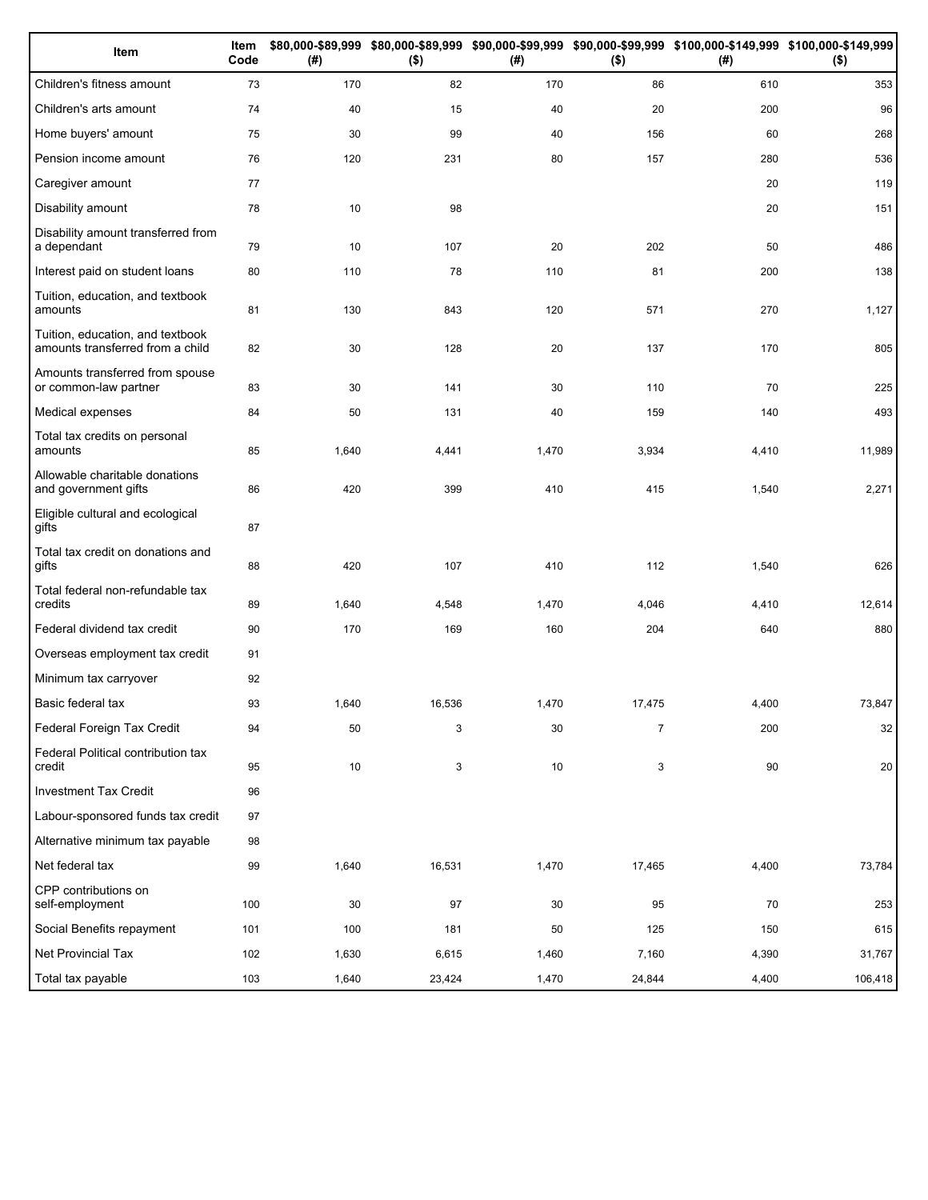| Item | Item Code | $80,000-$89,999 (#) | $80,000-$89,999 ($) | $90,000-$99,999 (#) | $90,000-$99,999 ($) | $100,000-$149,999 (#) | $100,000-$149,999 ($) |
|---|---|---|---|---|---|---|---|
| Children's fitness amount | 73 | 170 | 82 | 170 | 86 | 610 | 353 |
| Children's arts amount | 74 | 40 | 15 | 40 | 20 | 200 | 96 |
| Home buyers' amount | 75 | 30 | 99 | 40 | 156 | 60 | 268 |
| Pension income amount | 76 | 120 | 231 | 80 | 157 | 280 | 536 |
| Caregiver amount | 77 | | | | | 20 | 119 |
| Disability amount | 78 | 10 | 98 | | | 20 | 151 |
| Disability amount transferred from a dependant | 79 | 10 | 107 | 20 | 202 | 50 | 486 |
| Interest paid on student loans | 80 | 110 | 78 | 110 | 81 | 200 | 138 |
| Tuition, education, and textbook amounts | 81 | 130 | 843 | 120 | 571 | 270 | 1,127 |
| Tuition, education, and textbook amounts transferred from a child | 82 | 30 | 128 | 20 | 137 | 170 | 805 |
| Amounts transferred from spouse or common-law partner | 83 | 30 | 141 | 30 | 110 | 70 | 225 |
| Medical expenses | 84 | 50 | 131 | 40 | 159 | 140 | 493 |
| Total tax credits on personal amounts | 85 | 1,640 | 4,441 | 1,470 | 3,934 | 4,410 | 11,989 |
| Allowable charitable donations and government gifts | 86 | 420 | 399 | 410 | 415 | 1,540 | 2,271 |
| Eligible cultural and ecological gifts | 87 | | | | | | |
| Total tax credit on donations and gifts | 88 | 420 | 107 | 410 | 112 | 1,540 | 626 |
| Total federal non-refundable tax credits | 89 | 1,640 | 4,548 | 1,470 | 4,046 | 4,410 | 12,614 |
| Federal dividend tax credit | 90 | 170 | 169 | 160 | 204 | 640 | 880 |
| Overseas employment tax credit | 91 | | | | | | |
| Minimum tax carryover | 92 | | | | | | |
| Basic federal tax | 93 | 1,640 | 16,536 | 1,470 | 17,475 | 4,400 | 73,847 |
| Federal Foreign Tax Credit | 94 | 50 | 3 | 30 | 7 | 200 | 32 |
| Federal Political contribution tax credit | 95 | 10 | 3 | 10 | 3 | 90 | 20 |
| Investment Tax Credit | 96 | | | | | | |
| Labour-sponsored funds tax credit | 97 | | | | | | |
| Alternative minimum tax payable | 98 | | | | | | |
| Net federal tax | 99 | 1,640 | 16,531 | 1,470 | 17,465 | 4,400 | 73,784 |
| CPP contributions on self-employment | 100 | 30 | 97 | 30 | 95 | 70 | 253 |
| Social Benefits repayment | 101 | 100 | 181 | 50 | 125 | 150 | 615 |
| Net Provincial Tax | 102 | 1,630 | 6,615 | 1,460 | 7,160 | 4,390 | 31,767 |
| Total tax payable | 103 | 1,640 | 23,424 | 1,470 | 24,844 | 4,400 | 106,418 |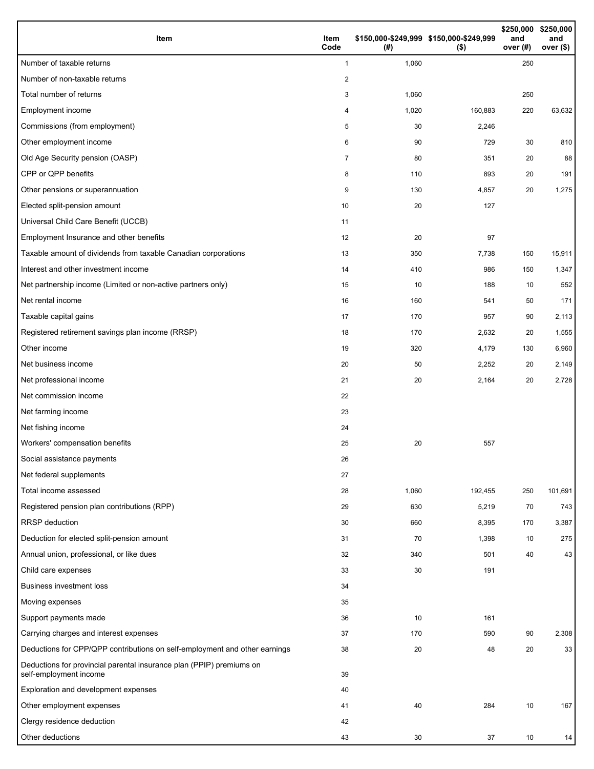| Item | Item Code | $150,000-$249,999 (#) | $150,000-$249,999 ($) | $250,000 and over (#) | $250,000 and over ($) |
|---|---|---|---|---|---|
| Number of taxable returns | 1 | 1,060 | | 250 | |
| Number of non-taxable returns | 2 | | | | |
| Total number of returns | 3 | 1,060 | | 250 | |
| Employment income | 4 | 1,020 | 160,883 | 220 | 63,632 |
| Commissions (from employment) | 5 | 30 | 2,246 | | |
| Other employment income | 6 | 90 | 729 | 30 | 810 |
| Old Age Security pension (OASP) | 7 | 80 | 351 | 20 | 88 |
| CPP or QPP benefits | 8 | 110 | 893 | 20 | 191 |
| Other pensions or superannuation | 9 | 130 | 4,857 | 20 | 1,275 |
| Elected split-pension amount | 10 | 20 | 127 | | |
| Universal Child Care Benefit (UCCB) | 11 | | | | |
| Employment Insurance and other benefits | 12 | 20 | 97 | | |
| Taxable amount of dividends from taxable Canadian corporations | 13 | 350 | 7,738 | 150 | 15,911 |
| Interest and other investment income | 14 | 410 | 986 | 150 | 1,347 |
| Net partnership income (Limited or non-active partners only) | 15 | 10 | 188 | 10 | 552 |
| Net rental income | 16 | 160 | 541 | 50 | 171 |
| Taxable capital gains | 17 | 170 | 957 | 90 | 2,113 |
| Registered retirement savings plan income (RRSP) | 18 | 170 | 2,632 | 20 | 1,555 |
| Other income | 19 | 320 | 4,179 | 130 | 6,960 |
| Net business income | 20 | 50 | 2,252 | 20 | 2,149 |
| Net professional income | 21 | 20 | 2,164 | 20 | 2,728 |
| Net commission income | 22 | | | | |
| Net farming income | 23 | | | | |
| Net fishing income | 24 | | | | |
| Workers' compensation benefits | 25 | 20 | 557 | | |
| Social assistance payments | 26 | | | | |
| Net federal supplements | 27 | | | | |
| Total income assessed | 28 | 1,060 | 192,455 | 250 | 101,691 |
| Registered pension plan contributions (RPP) | 29 | 630 | 5,219 | 70 | 743 |
| RRSP deduction | 30 | 660 | 8,395 | 170 | 3,387 |
| Deduction for elected split-pension amount | 31 | 70 | 1,398 | 10 | 275 |
| Annual union, professional, or like dues | 32 | 340 | 501 | 40 | 43 |
| Child care expenses | 33 | 30 | 191 | | |
| Business investment loss | 34 | | | | |
| Moving expenses | 35 | | | | |
| Support payments made | 36 | 10 | 161 | | |
| Carrying charges and interest expenses | 37 | 170 | 590 | 90 | 2,308 |
| Deductions for CPP/QPP contributions on self-employment and other earnings | 38 | 20 | 48 | 20 | 33 |
| Deductions for provincial parental insurance plan (PPIP) premiums on self-employment income | 39 | | | | |
| Exploration and development expenses | 40 | | | | |
| Other employment expenses | 41 | 40 | 284 | 10 | 167 |
| Clergy residence deduction | 42 | | | | |
| Other deductions | 43 | 30 | 37 | 10 | 14 |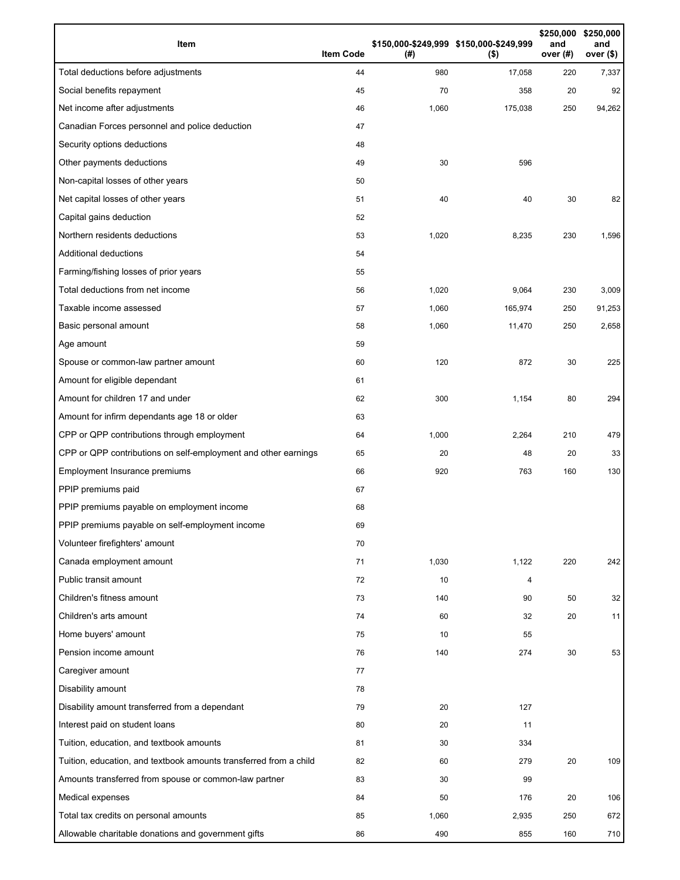| Item | Item Code | $150,000-$249,999 (#) | $150,000-$249,999 ($) | $250,000 and over (#) | $250,000 and over ($) |
|---|---|---|---|---|---|
| Total deductions before adjustments | 44 | 980 | 17,058 | 220 | 7,337 |
| Social benefits repayment | 45 | 70 | 358 | 20 | 92 |
| Net income after adjustments | 46 | 1,060 | 175,038 | 250 | 94,262 |
| Canadian Forces personnel and police deduction | 47 | | | | |
| Security options deductions | 48 | | | | |
| Other payments deductions | 49 | 30 | 596 | | |
| Non-capital losses of other years | 50 | | | | |
| Net capital losses of other years | 51 | 40 | 40 | 30 | 82 |
| Capital gains deduction | 52 | | | | |
| Northern residents deductions | 53 | 1,020 | 8,235 | 230 | 1,596 |
| Additional deductions | 54 | | | | |
| Farming/fishing losses of prior years | 55 | | | | |
| Total deductions from net income | 56 | 1,020 | 9,064 | 230 | 3,009 |
| Taxable income assessed | 57 | 1,060 | 165,974 | 250 | 91,253 |
| Basic personal amount | 58 | 1,060 | 11,470 | 250 | 2,658 |
| Age amount | 59 | | | | |
| Spouse or common-law partner amount | 60 | 120 | 872 | 30 | 225 |
| Amount for eligible dependant | 61 | | | | |
| Amount for children 17 and under | 62 | 300 | 1,154 | 80 | 294 |
| Amount for infirm dependants age 18 or older | 63 | | | | |
| CPP or QPP contributions through employment | 64 | 1,000 | 2,264 | 210 | 479 |
| CPP or QPP contributions on self-employment and other earnings | 65 | 20 | 48 | 20 | 33 |
| Employment Insurance premiums | 66 | 920 | 763 | 160 | 130 |
| PPIP premiums paid | 67 | | | | |
| PPIP premiums payable on employment income | 68 | | | | |
| PPIP premiums payable on self-employment income | 69 | | | | |
| Volunteer firefighters' amount | 70 | | | | |
| Canada employment amount | 71 | 1,030 | 1,122 | 220 | 242 |
| Public transit amount | 72 | 10 | 4 | | |
| Children's fitness amount | 73 | 140 | 90 | 50 | 32 |
| Children's arts amount | 74 | 60 | 32 | 20 | 11 |
| Home buyers' amount | 75 | 10 | 55 | | |
| Pension income amount | 76 | 140 | 274 | 30 | 53 |
| Caregiver amount | 77 | | | | |
| Disability amount | 78 | | | | |
| Disability amount transferred from a dependant | 79 | 20 | 127 | | |
| Interest paid on student loans | 80 | 20 | 11 | | |
| Tuition, education, and textbook amounts | 81 | 30 | 334 | | |
| Tuition, education, and textbook amounts transferred from a child | 82 | 60 | 279 | 20 | 109 |
| Amounts transferred from spouse or common-law partner | 83 | 30 | 99 | | |
| Medical expenses | 84 | 50 | 176 | 20 | 106 |
| Total tax credits on personal amounts | 85 | 1,060 | 2,935 | 250 | 672 |
| Allowable charitable donations and government gifts | 86 | 490 | 855 | 160 | 710 |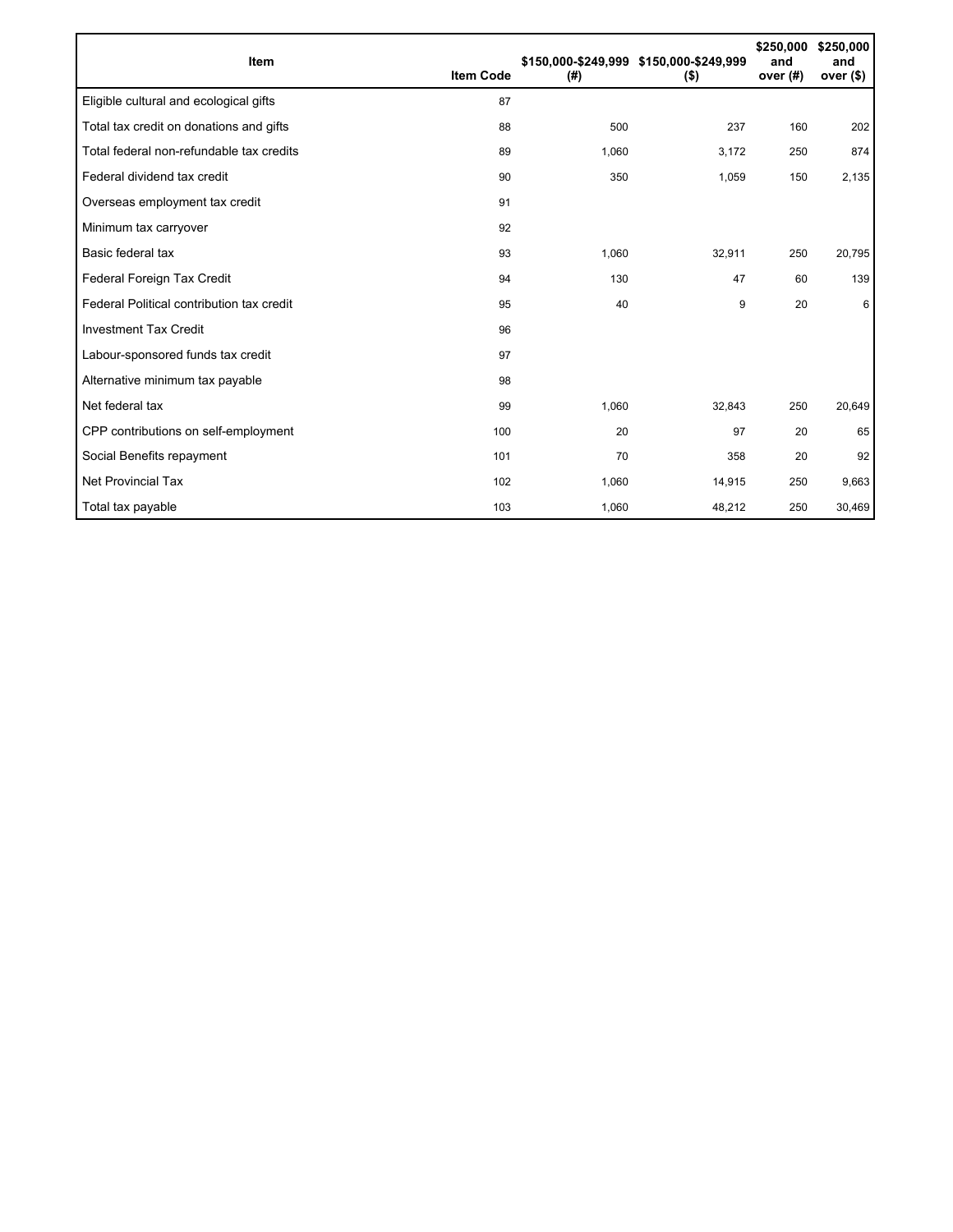| Item | Item Code | $150,000-$249,999 (#) | $150,000-$249,999 ($) | $250,000 and over (#) | $250,000 and over ($) |
|---|---|---|---|---|---|
| Eligible cultural and ecological gifts | 87 | | | | |
| Total tax credit on donations and gifts | 88 | 500 | 237 | 160 | 202 |
| Total federal non-refundable tax credits | 89 | 1,060 | 3,172 | 250 | 874 |
| Federal dividend tax credit | 90 | 350 | 1,059 | 150 | 2,135 |
| Overseas employment tax credit | 91 | | | | |
| Minimum tax carryover | 92 | | | | |
| Basic federal tax | 93 | 1,060 | 32,911 | 250 | 20,795 |
| Federal Foreign Tax Credit | 94 | 130 | 47 | 60 | 139 |
| Federal Political contribution tax credit | 95 | 40 | 9 | 20 | 6 |
| Investment Tax Credit | 96 | | | | |
| Labour-sponsored funds tax credit | 97 | | | | |
| Alternative minimum tax payable | 98 | | | | |
| Net federal tax | 99 | 1,060 | 32,843 | 250 | 20,649 |
| CPP contributions on self-employment | 100 | 20 | 97 | 20 | 65 |
| Social Benefits repayment | 101 | 70 | 358 | 20 | 92 |
| Net Provincial Tax | 102 | 1,060 | 14,915 | 250 | 9,663 |
| Total tax payable | 103 | 1,060 | 48,212 | 250 | 30,469 |